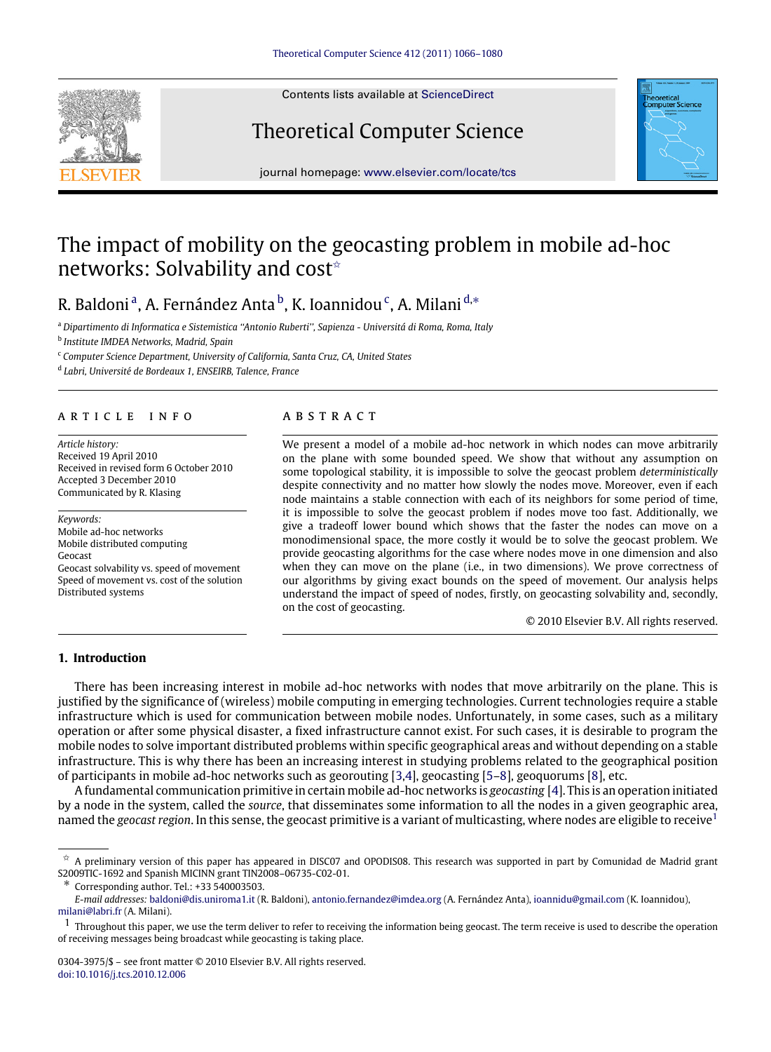# The impact of mobility on the geocasting problem in mobile ad-hoc networks: Solvability and cost[☆]

R. Baldoni[a], A. Fernández Anta[b], K. Ioannidou[c], A. Milani[d,*]

[a] Dipartimento di Informatica e Sistemistica ''Antonio Ruberti'', Sapienza - Universitá di Roma, Roma, Italy

[b] Institute IMDEA Networks, Madrid, Spain

[c] Computer Science Department, University of California, Santa Cruz, CA, United States

[d] Labri, Université de Bordeaux 1, ENSEIRB, Talence, France

## ARTICLE INFO

*Article history:*
Received 19 April 2010
Received in revised form 6 October 2010
Accepted 3 December 2010
Communicated by R. Klasing

*Keywords:*
Mobile ad-hoc networks
Mobile distributed computing
Geocast
Geocast solvability vs. speed of movement
Speed of movement vs. cost of the solution
Distributed systems

## ABSTRACT

We present a model of a mobile ad-hoc network in which nodes can move arbitrarily on the plane with some bounded speed. We show that without any assumption on some topological stability, it is impossible to solve the geocast problem *deterministically* despite connectivity and no matter how slowly the nodes move. Moreover, even if each node maintains a stable connection with each of its neighbors for some period of time, it is impossible to solve the geocast problem if nodes move too fast. Additionally, we give a tradeoff lower bound which shows that the faster the nodes can move on a monodimensional space, the more costly it would be to solve the geocast problem. We provide geocasting algorithms for the case where nodes move in one dimension and also when they can move on the plane (i.e., in two dimensions). We prove correctness of our algorithms by giving exact bounds on the speed of movement. Our analysis helps understand the impact of speed of nodes, firstly, on geocasting solvability and, secondly, on the cost of geocasting.

© 2010 Elsevier B.V. All rights reserved.

## 1. Introduction

There has been increasing interest in mobile ad-hoc networks with nodes that move arbitrarily on the plane. This is justified by the significance of (wireless) mobile computing in emerging technologies. Current technologies require a stable infrastructure which is used for communication between mobile nodes. Unfortunately, in some cases, such as a military operation or after some physical disaster, a fixed infrastructure cannot exist. For such cases, it is desirable to program the mobile nodes to solve important distributed problems within specific geographical areas and without depending on a stable infrastructure. This is why there has been an increasing interest in studying problems related to the geographical position of participants in mobile ad-hoc networks such as georouting [3,4], geocasting [5–8], geoquorums [8], etc.

A fundamental communication primitive in certain mobile ad-hoc networks is *geocasting* [4]. This is an operation initiated by a node in the system, called the *source*, that disseminates some information to all the nodes in a given geographic area, named the *geocast region*. In this sense, the geocast primitive is a variant of multicasting, where nodes are eligible to receive[1]

---

[☆] A preliminary version of this paper has appeared in DISC07 and OPODIS08. This research was supported in part by Comunidad de Madrid grant S2009TIC-1692 and Spanish MICINN grant TIN2008–06735-C02-01.

[*] Corresponding author. Tel.: +33 540003503.
*E-mail addresses:* baldoni@dis.uniroma1.it (R. Baldoni), antonio.fernandez@imdea.org (A. Fernández Anta), ioannidu@gmail.com (K. Ioannidou), milani@labri.fr (A. Milani).

[1] Throughout this paper, we use the term deliver to refer to receiving the information being geocast. The term receive is used to describe the operation of receiving messages being broadcast while geocasting is taking place.

0304-3975/$ – see front matter © 2010 Elsevier B.V. All rights reserved.
doi:10.1016/j.tcs.2010.12.006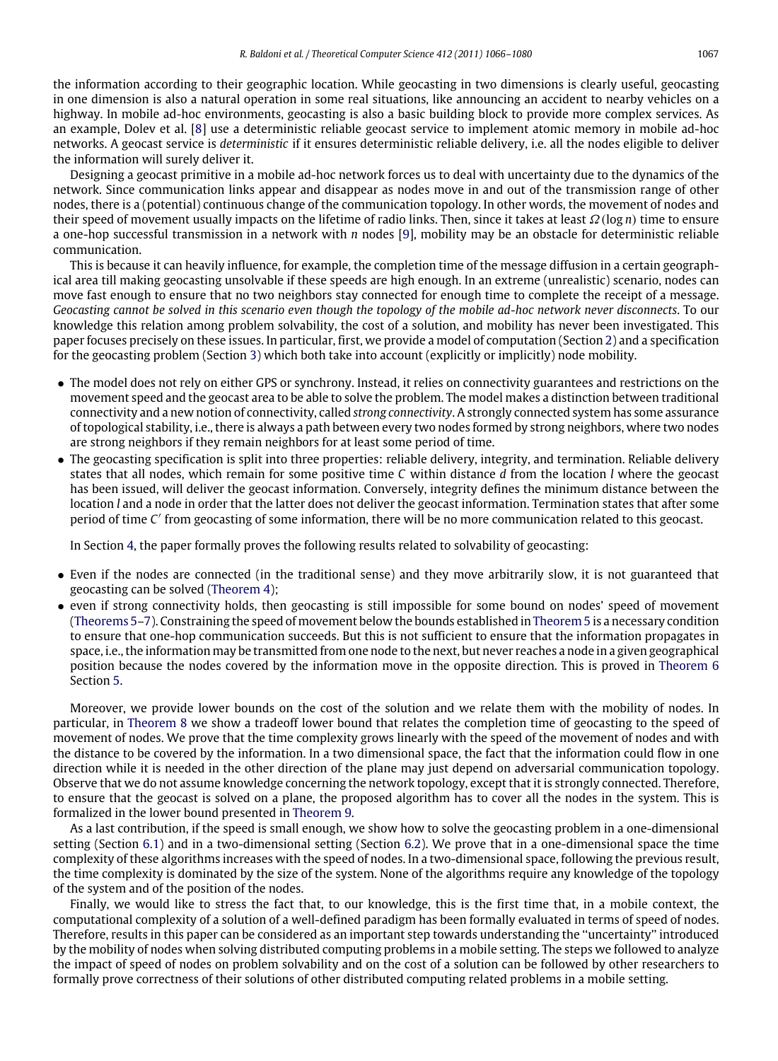the information according to their geographic location. While geocasting in two dimensions is clearly useful, geocasting in one dimension is also a natural operation in some real situations, like announcing an accident to nearby vehicles on a highway. In mobile ad-hoc environments, geocasting is also a basic building block to provide more complex services. As an example, Dolev et al. [8] use a deterministic reliable geocast service to implement atomic memory in mobile ad-hoc networks. A geocast service is *deterministic* if it ensures deterministic reliable delivery, i.e. all the nodes eligible to deliver the information will surely deliver it.

Designing a geocast primitive in a mobile ad-hoc network forces us to deal with uncertainty due to the dynamics of the network. Since communication links appear and disappear as nodes move in and out of the transmission range of other nodes, there is a (potential) continuous change of the communication topology. In other words, the movement of nodes and their speed of movement usually impacts on the lifetime of radio links. Then, since it takes at least $\Omega(\log n)$ time to ensure a one-hop successful transmission in a network with $n$ nodes [9], mobility may be an obstacle for deterministic reliable communication.

This is because it can heavily influence, for example, the completion time of the message diffusion in a certain geographical area till making geocasting unsolvable if these speeds are high enough. In an extreme (unrealistic) scenario, nodes can move fast enough to ensure that no two neighbors stay connected for enough time to complete the receipt of a message. *Geocasting cannot be solved in this scenario even though the topology of the mobile ad-hoc network never disconnects*. To our knowledge this relation among problem solvability, the cost of a solution, and mobility has never been investigated. This paper focuses precisely on these issues. In particular, first, we provide a model of computation (Section 2) and a specification for the geocasting problem (Section 3) which both take into account (explicitly or implicitly) node mobility.

- The model does not rely on either GPS or synchrony. Instead, it relies on connectivity guarantees and restrictions on the movement speed and the geocast area to be able to solve the problem. The model makes a distinction between traditional connectivity and a new notion of connectivity, called *strong connectivity*. A strongly connected system has some assurance of topological stability, i.e., there is always a path between every two nodes formed by strong neighbors, where two nodes are strong neighbors if they remain neighbors for at least some period of time.
- The geocasting specification is split into three properties: reliable delivery, integrity, and termination. Reliable delivery states that all nodes, which remain for some positive time $C$ within distance $d$ from the location $l$ where the geocast has been issued, will deliver the geocast information. Conversely, integrity defines the minimum distance between the location $l$ and a node in order that the latter does not deliver the geocast information. Termination states that after some period of time $C'$ from geocasting of some information, there will be no more communication related to this geocast.

In Section 4, the paper formally proves the following results related to solvability of geocasting:

- Even if the nodes are connected (in the traditional sense) and they move arbitrarily slow, it is not guaranteed that geocasting can be solved (Theorem 4);
- even if strong connectivity holds, then geocasting is still impossible for some bound on nodes' speed of movement (Theorems 5–7). Constraining the speed of movement below the bounds established in Theorem 5 is a necessary condition to ensure that one-hop communication succeeds. But this is not sufficient to ensure that the information propagates in space, i.e., the information may be transmitted from one node to the next, but never reaches a node in a given geographical position because the nodes covered by the information move in the opposite direction. This is proved in Theorem 6 Section 5.

Moreover, we provide lower bounds on the cost of the solution and we relate them with the mobility of nodes. In particular, in Theorem 8 we show a tradeoff lower bound that relates the completion time of geocasting to the speed of movement of nodes. We prove that the time complexity grows linearly with the speed of the movement of nodes and with the distance to be covered by the information. In a two dimensional space, the fact that the information could flow in one direction while it is needed in the other direction of the plane may just depend on adversarial communication topology. Observe that we do not assume knowledge concerning the network topology, except that it is strongly connected. Therefore, to ensure that the geocast is solved on a plane, the proposed algorithm has to cover all the nodes in the system. This is formalized in the lower bound presented in Theorem 9.

As a last contribution, if the speed is small enough, we show how to solve the geocasting problem in a one-dimensional setting (Section 6.1) and in a two-dimensional setting (Section 6.2). We prove that in a one-dimensional space the time complexity of these algorithms increases with the speed of nodes. In a two-dimensional space, following the previous result, the time complexity is dominated by the size of the system. None of the algorithms require any knowledge of the topology of the system and of the position of the nodes.

Finally, we would like to stress the fact that, to our knowledge, this is the first time that, in a mobile context, the computational complexity of a solution of a well-defined paradigm has been formally evaluated in terms of speed of nodes. Therefore, results in this paper can be considered as an important step towards understanding the "uncertainty" introduced by the mobility of nodes when solving distributed computing problems in a mobile setting. The steps we followed to analyze the impact of speed of nodes on problem solvability and on the cost of a solution can be followed by other researchers to formally prove correctness of their solutions of other distributed computing related problems in a mobile setting.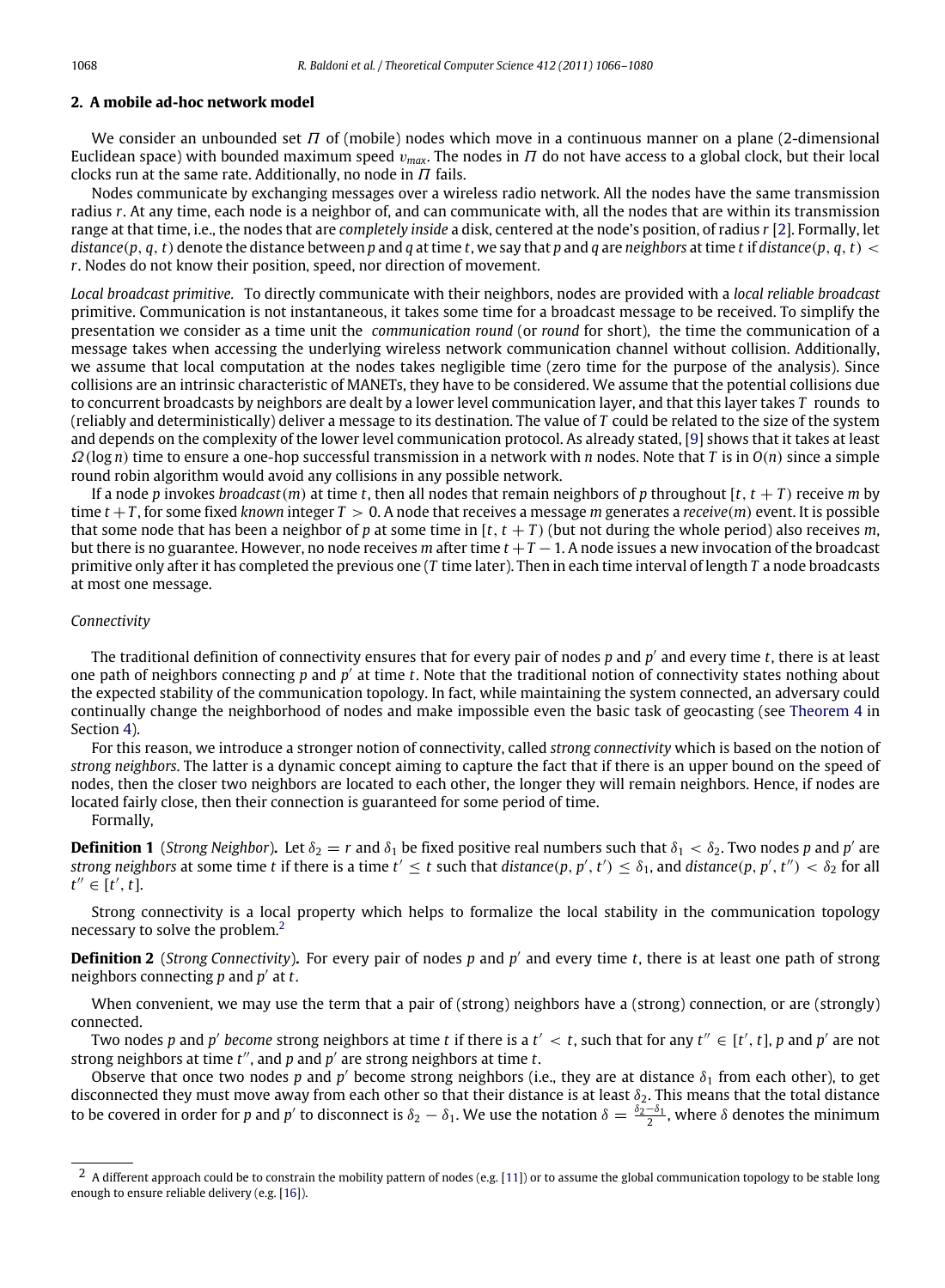## 2. A mobile ad-hoc network model

We consider an unbounded set $\Pi$ of (mobile) nodes which move in a continuous manner on a plane (2-dimensional Euclidean space) with bounded maximum speed $v_{max}$. The nodes in $\Pi$ do not have access to a global clock, but their local clocks run at the same rate. Additionally, no node in $\Pi$ fails.

Nodes communicate by exchanging messages over a wireless radio network. All the nodes have the same transmission radius $r$. At any time, each node is a neighbor of, and can communicate with, all the nodes that are within its transmission range at that time, i.e., the nodes that are *completely inside* a disk, centered at the node's position, of radius $r$ [2]. Formally, let $distance(p, q, t)$ denote the distance between $p$ and $q$ at time $t$, we say that $p$ and $q$ are *neighbors* at time $t$ if $distance(p, q, t) < r$. Nodes do not know their position, speed, nor direction of movement.

*Local broadcast primitive.* To directly communicate with their neighbors, nodes are provided with a *local reliable broadcast* primitive. Communication is not instantaneous, it takes some time for a broadcast message to be received. To simplify the presentation we consider as a time unit the *communication round* (or *round* for short), the time the communication of a message takes when accessing the underlying wireless network communication channel without collision. Additionally, we assume that local computation at the nodes takes negligible time (zero time for the purpose of the analysis). Since collisions are an intrinsic characteristic of MANETs, they have to be considered. We assume that the potential collisions due to concurrent broadcasts by neighbors are dealt by a lower level communication layer, and that this layer takes $T$ rounds to (reliably and deterministically) deliver a message to its destination. The value of $T$ could be related to the size of the system and depends on the complexity of the lower level communication protocol. As already stated, [9] shows that it takes at least $\Omega(\log n)$ time to ensure a one-hop successful transmission in a network with $n$ nodes. Note that $T$ is in $O(n)$ since a simple round robin algorithm would avoid any collisions in any possible network.

If a node $p$ invokes $broadcast(m)$ at time $t$, then all nodes that remain neighbors of $p$ throughout $[t, t + T)$ receive $m$ by time $t + T$, for some fixed *known* integer $T > 0$. A node that receives a message $m$ generates a $receive(m)$ event. It is possible that some node that has been a neighbor of $p$ at some time in $[t, t + T)$ (but not during the whole period) also receives $m$, but there is no guarantee. However, no node receives $m$ after time $t + T - 1$. A node issues a new invocation of the broadcast primitive only after it has completed the previous one ($T$ time later). Then in each time interval of length $T$ a node broadcasts at most one message.

*Connectivity*

The traditional definition of connectivity ensures that for every pair of nodes $p$ and $p'$ and every time $t$, there is at least one path of neighbors connecting $p$ and $p'$ at time $t$. Note that the traditional notion of connectivity states nothing about the expected stability of the communication topology. In fact, while maintaining the system connected, an adversary could continually change the neighborhood of nodes and make impossible even the basic task of geocasting (see Theorem 4 in Section 4).

For this reason, we introduce a stronger notion of connectivity, called *strong connectivity* which is based on the notion of *strong neighbors*. The latter is a dynamic concept aiming to capture the fact that if there is an upper bound on the speed of nodes, then the closer two neighbors are located to each other, the longer they will remain neighbors. Hence, if nodes are located fairly close, then their connection is guaranteed for some period of time.

Formally,

**Definition 1** (*Strong Neighbor*). Let $\delta_2 = r$ and $\delta_1$ be fixed positive real numbers such that $\delta_1 < \delta_2$. Two nodes $p$ and $p'$ are *strong neighbors* at some time $t$ if there is a time $t' \leq t$ such that $distance(p, p', t') \leq \delta_1$, and $distance(p, p', t'') < \delta_2$ for all $t'' \in [t', t]$.

Strong connectivity is a local property which helps to formalize the local stability in the communication topology necessary to solve the problem.[2]

**Definition 2** (*Strong Connectivity*). For every pair of nodes $p$ and $p'$ and every time $t$, there is at least one path of strong neighbors connecting $p$ and $p'$ at $t$.

When convenient, we may use the term that a pair of (strong) neighbors have a (strong) connection, or are (strongly) connected.

Two nodes $p$ and $p'$ *become* strong neighbors at time $t$ if there is a $t' < t$, such that for any $t'' \in [t', t]$, $p$ and $p'$ are not strong neighbors at time $t''$, and $p$ and $p'$ are strong neighbors at time $t$.

Observe that once two nodes $p$ and $p'$ become strong neighbors (i.e., they are at distance $\delta_1$ from each other), to get disconnected they must move away from each other so that their distance is at least $\delta_2$. This means that the total distance to be covered in order for $p$ and $p'$ to disconnect is $\delta_2 - \delta_1$. We use the notation $\delta = \frac{\delta_2 - \delta_1}{2}$, where $\delta$ denotes the minimum

[2] A different approach could be to constrain the mobility pattern of nodes (e.g. [11]) or to assume the global communication topology to be stable long enough to ensure reliable delivery (e.g. [16]).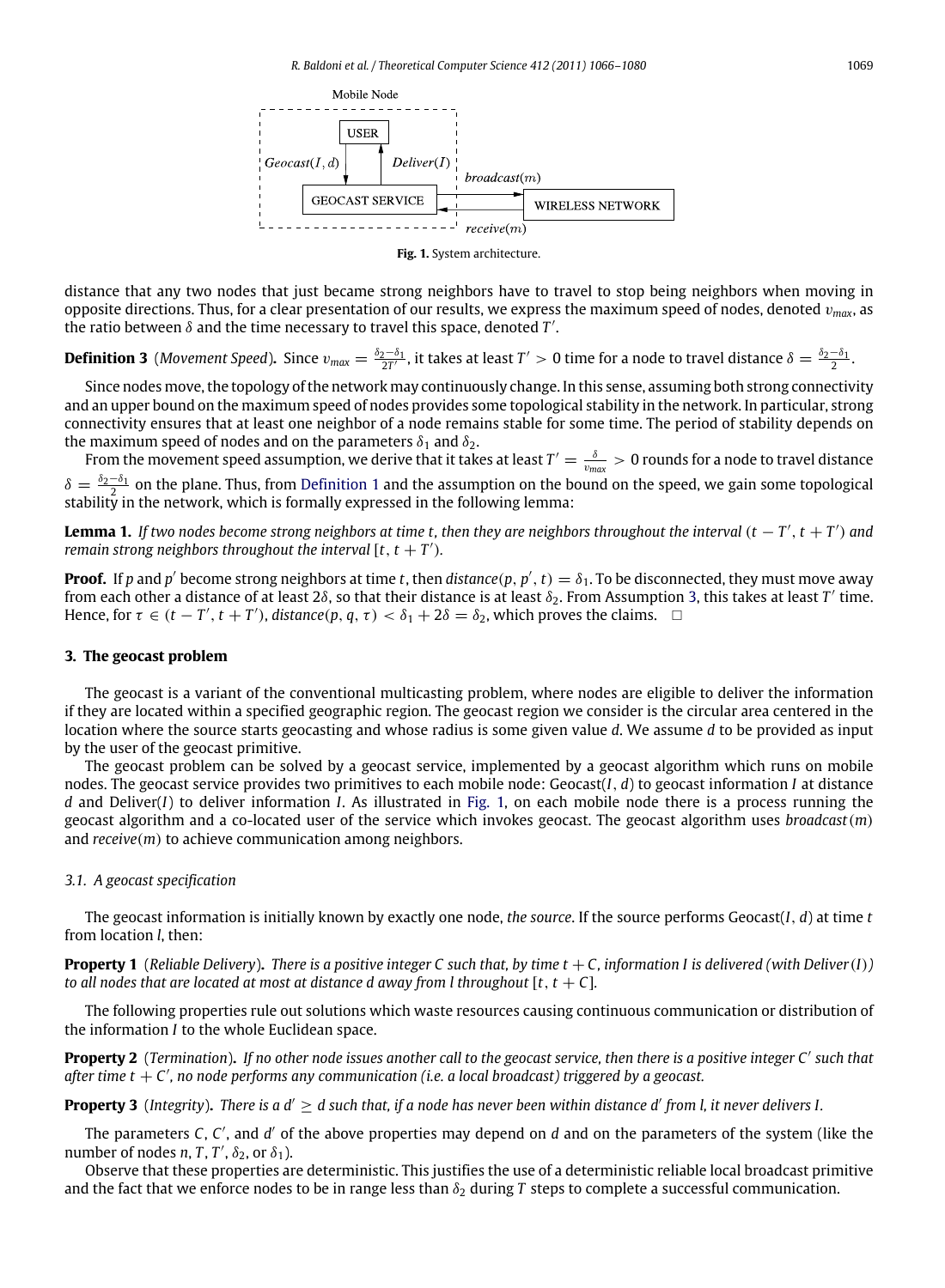Mobile Node

USER

$Geocast(I, d)$ $Deliver(I)$

GEOCAST SERVICE

$broadcast(m)$

WIRELESS NETWORK

$receive(m)$

**Fig. 1.** System architecture.

distance that any two nodes that just became strong neighbors have to travel to stop being neighbors when moving in opposite directions. Thus, for a clear presentation of our results, we express the maximum speed of nodes, denoted $v_{max}$, as the ratio between $\delta$ and the time necessary to travel this space, denoted $T'$.

**Definition 3** (*Movement Speed*)**.** Since $v_{max} = \frac{\delta_2 - \delta_1}{2T'}$, it takes at least $T' > 0$ time for a node to travel distance $\delta = \frac{\delta_2 - \delta_1}{2}$.

Since nodes move, the topology of the network may continuously change. In this sense, assuming both strong connectivity and an upper bound on the maximum speed of nodes provides some topological stability in the network. In particular, strong connectivity ensures that at least one neighbor of a node remains stable for some time. The period of stability depends on the maximum speed of nodes and on the parameters $\delta_1$ and $\delta_2$.

From the movement speed assumption, we derive that it takes at least $T' = \frac{\delta}{v_{max}} > 0$ rounds for a node to travel distance $\delta = \frac{\delta_2 - \delta_1}{2}$ on the plane. Thus, from Definition 1 and the assumption on the bound on the speed, we gain some topological stability in the network, which is formally expressed in the following lemma:

**Lemma 1.** *If two nodes become strong neighbors at time t, then they are neighbors throughout the interval $(t - T', t + T')$ and remain strong neighbors throughout the interval $[t, t + T')$.*

**Proof.** If $p$ and $p'$ become strong neighbors at time $t$, then $distance(p, p', t) = \delta_1$. To be disconnected, they must move away from each other a distance of at least $2\delta$, so that their distance is at least $\delta_2$. From Assumption 3, this takes at least $T'$ time. Hence, for $\tau \in (t - T', t + T')$, $distance(p, q, \tau) < \delta_1 + 2\delta = \delta_2$, which proves the claims. □

## 3. The geocast problem

The geocast is a variant of the conventional multicasting problem, where nodes are eligible to deliver the information if they are located within a specified geographic region. The geocast region we consider is the circular area centered in the location where the source starts geocasting and whose radius is some given value $d$. We assume $d$ to be provided as input by the user of the geocast primitive.

The geocast problem can be solved by a geocast service, implemented by a geocast algorithm which runs on mobile nodes. The geocast service provides two primitives to each mobile node: Geocast($I$, $d$) to geocast information $I$ at distance $d$ and Deliver($I$) to deliver information $I$. As illustrated in Fig. 1, on each mobile node there is a process running the geocast algorithm and a co-located user of the service which invokes geocast. The geocast algorithm uses *broadcast*($m$) and *receive*($m$) to achieve communication among neighbors.

### 3.1. A geocast specification

The geocast information is initially known by exactly one node, *the source*. If the source performs Geocast($I$, $d$) at time $t$ from location $l$, then:

**Property 1** (*Reliable Delivery*)**.** *There is a positive integer C such that, by time $t + C$, information I is delivered (with Deliver(I)) to all nodes that are located at most at distance d away from l throughout $[t, t + C]$.*

The following properties rule out solutions which waste resources causing continuous communication or distribution of the information $I$ to the whole Euclidean space.

**Property 2** (*Termination*)**.** *If no other node issues another call to the geocast service, then there is a positive integer $C'$ such that after time $t + C'$, no node performs any communication (i.e. a local broadcast) triggered by a geocast.*

**Property 3** (*Integrity*)**.** *There is a $d' \geq d$ such that, if a node has never been within distance $d'$ from l, it never delivers I.*

The parameters $C$, $C'$, and $d'$ of the above properties may depend on $d$ and on the parameters of the system (like the number of nodes $n$, $T$, $T'$, $\delta_2$, or $\delta_1$).

Observe that these properties are deterministic. This justifies the use of a deterministic reliable local broadcast primitive and the fact that we enforce nodes to be in range less than $\delta_2$ during $T$ steps to complete a successful communication.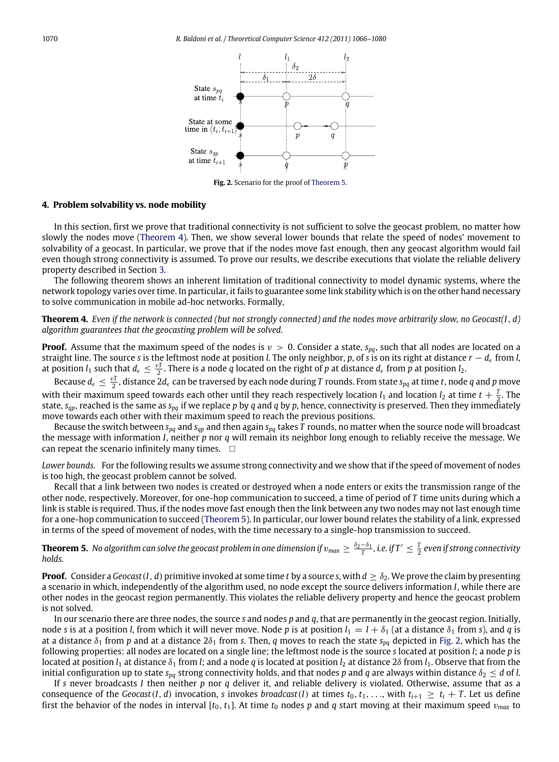Fig. 2. Scenario for the proof of Theorem 5.

## 4. Problem solvability vs. node mobility

In this section, first we prove that traditional connectivity is not sufficient to solve the geocast problem, no matter how slowly the nodes move (Theorem 4). Then, we show several lower bounds that relate the speed of nodes' movement to solvability of a geocast. In particular, we prove that if the nodes move fast enough, then any geocast algorithm would fail even though strong connectivity is assumed. To prove our results, we describe executions that violate the reliable delivery property described in Section 3.

The following theorem shows an inherent limitation of traditional connectivity to model dynamic systems, where the network topology varies over time. In particular, it fails to guarantee some link stability which is on the other hand necessary to solve communication in mobile ad-hoc networks. Formally,

**Theorem 4.** *Even if the network is connected (but not strongly connected) and the nodes move arbitrarily slow, no Geocast(I, d) algorithm guarantees that the geocasting problem will be solved.*

**Proof.** Assume that the maximum speed of the nodes is $v > 0$. Consider a state, $s_{pq}$, such that all nodes are located on a straight line. The source $s$ is the leftmost node at position $l$. The only neighbor, $p$, of $s$ is on its right at distance $r - d_\epsilon$ from $l$, at position $l_1$ such that $d_\epsilon \leq \frac{vT}{2}$. There is a node $q$ located on the right of $p$ at distance $d_\epsilon$ from $p$ at position $l_2$.

Because $d_\epsilon \leq \frac{vT}{2}$, distance $2d_\epsilon$ can be traversed by each node during $T$ rounds. From state $s_{pq}$ at time $t$, node $q$ and $p$ move with their maximum speed towards each other until they reach respectively location $l_1$ and location $l_2$ at time $t + \frac{T}{2}$. The state, $s_{qp}$, reached is the same as $s_{pq}$ if we replace $p$ by $q$ and $q$ by $p$, hence, connectivity is preserved. Then they immediately move towards each other with their maximum speed to reach the previous positions.

Because the switch between $s_{pq}$ and $s_{qp}$ and then again $s_{pq}$ takes $T$ rounds, no matter when the source node will broadcast the message with information $I$, neither $p$ nor $q$ will remain its neighbor long enough to reliably receive the message. We can repeat the scenario infinitely many times. $\square$

*Lower bounds.* For the following results we assume strong connectivity and we show that if the speed of movement of nodes is too high, the geocast problem cannot be solved.

Recall that a link between two nodes is created or destroyed when a node enters or exits the transmission range of the other node, respectively. Moreover, for one-hop communication to succeed, a time of period of $T$ time units during which a link is stable is required. Thus, if the nodes move fast enough then the link between any two nodes may not last enough time for a one-hop communication to succeed (Theorem 5). In particular, our lower bound relates the stability of a link, expressed in terms of the speed of movement of nodes, with the time necessary to a single-hop transmission to succeed.

**Theorem 5.** *No algorithm can solve the geocast problem in one dimension if $v_{max} \geq \frac{\delta_2 - \delta_1}{T}$, i.e. if $T' \leq \frac{T}{2}$ even if strong connectivity holds.*

**Proof.** Consider a *Geocast*$(I, d)$ primitive invoked at some time $t$ by a source $s$, with $d \geq \delta_2$. We prove the claim by presenting a scenario in which, independently of the algorithm used, no node except the source delivers information $I$, while there are other nodes in the geocast region permanently. This violates the reliable delivery property and hence the geocast problem is not solved.

In our scenario there are three nodes, the source $s$ and nodes $p$ and $q$, that are permanently in the geocast region. Initially, node $s$ is at a position $l$, from which it will never move. Node $p$ is at position $l_1 = l + \delta_1$ (at a distance $\delta_1$ from $s$), and $q$ is at a distance $\delta_1$ from $p$ and at a distance $2\delta_1$ from $s$. Then, $q$ moves to reach the state $s_{pq}$ depicted in Fig. 2, which has the following properties: all nodes are located on a single line; the leftmost node is the source $s$ located at position $l$; a node $p$ is located at position $l_1$ at distance $\delta_1$ from $l$; and a node $q$ is located at position $l_2$ at distance $2\delta$ from $l_1$. Observe that from the initial configuration up to state $s_{pq}$ strong connectivity holds, and that nodes $p$ and $q$ are always within distance $\delta_2 \leq d$ of $l$.

If $s$ never broadcasts $I$ then neither $p$ nor $q$ deliver it, and reliable delivery is violated. Otherwise, assume that as a consequence of the *Geocast*$(I, d)$ invocation, $s$ invokes *broadcast*$(I)$ at times $t_0, t_1, \ldots$, with $t_{i+1} \geq t_i + T$. Let us define first the behavior of the nodes in interval $[t_0, t_1]$. At time $t_0$ nodes $p$ and $q$ start moving at their maximum speed $v_{max}$ to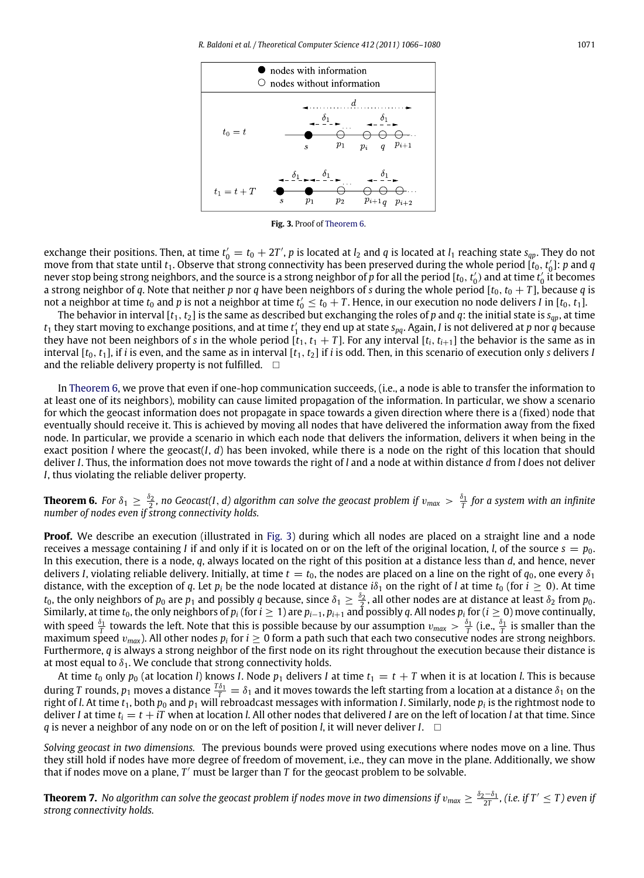Fig. 3. Proof of Theorem 6.

exchange their positions. Then, at time $t'_0 = t_0 + 2T'$, $p$ is located at $l_2$ and $q$ is located at $l_1$ reaching state $s_{qp}$. They do not move from that state until $t_1$. Observe that strong connectivity has been preserved during the whole period $[t_0, t'_0]$: $p$ and $q$ never stop being strong neighbors, and the source is a strong neighbor of $p$ for all the period $[t_0, t'_0)$ and at time $t'_0$ it becomes a strong neighbor of $q$. Note that neither $p$ nor $q$ have been neighbors of $s$ during the whole period $[t_0, t_0 + T]$, because $q$ is not a neighbor at time $t_0$ and $p$ is not a neighbor at time $t'_0 \leq t_0 + T$. Hence, in our execution no node delivers $I$ in $[t_0, t_1]$.

The behavior in interval $[t_1, t_2]$ is the same as described but exchanging the roles of $p$ and $q$: the initial state is $s_{qp}$, at time $t_1$ they start moving to exchange positions, and at time $t'_1$ they end up at state $s_{pq}$. Again, $I$ is not delivered at $p$ nor $q$ because they have not been neighbors of $s$ in the whole period $[t_1, t_1 + T]$. For any interval $[t_i, t_{i+1}]$ the behavior is the same as in interval $[t_0, t_1]$, if $i$ is even, and the same as in interval $[t_1, t_2]$ if $i$ is odd. Then, in this scenario of execution only $s$ delivers $I$ and the reliable delivery property is not fulfilled. □

In Theorem 6, we prove that even if one-hop communication succeeds, (i.e., a node is able to transfer the information to at least one of its neighbors), mobility can cause limited propagation of the information. In particular, we show a scenario for which the geocast information does not propagate in space towards a given direction where there is a (fixed) node that eventually should receive it. This is achieved by moving all nodes that have delivered the information away from the fixed node. In particular, we provide a scenario in which each node that delivers the information, delivers it when being in the exact position $l$ where the geocast$(I, d)$ has been invoked, while there is a node on the right of this location that should deliver $I$. Thus, the information does not move towards the right of $l$ and a node at within distance $d$ from $l$ does not deliver $I$, thus violating the reliable deliver property.

**Theorem 6.** *For $\delta_1 \geq \frac{\delta_2}{2}$, no Geocast$(I, d)$ algorithm can solve the geocast problem if $v_{max} > \frac{\delta_1}{T}$ for a system with an infinite number of nodes even if strong connectivity holds.*

**Proof.** We describe an execution (illustrated in Fig. 3) during which all nodes are placed on a straight line and a node receives a message containing $I$ if and only if it is located on or on the left of the original location, $l$, of the source $s = p_0$. In this execution, there is a node, $q$, always located on the right of this position at a distance less than $d$, and hence, never delivers $I$, violating reliable delivery. Initially, at time $t = t_0$, the nodes are placed on a line on the right of $q_0$, one every $\delta_1$ distance, with the exception of $q$. Let $p_i$ be the node located at distance $i\delta_1$ on the right of $l$ at time $t_0$ (for $i \geq 0$). At time $t_0$, the only neighbors of $p_0$ are $p_1$ and possibly $q$ because, since $\delta_1 \geq \frac{\delta_2}{2}$, all other nodes are at distance at least $\delta_2$ from $p_0$. Similarly, at time $t_0$, the only neighbors of $p_i$ (for $i \geq 1$) are $p_{i-1}, p_{i+1}$ and possibly $q$. All nodes $p_i$ for $(i \geq 0)$ move continually, with speed $\frac{\delta_1}{T}$ towards the left. Note that this is possible because by our assumption $v_{max} > \frac{\delta_1}{T}$ (i.e., $\frac{\delta_1}{T}$ is smaller than the maximum speed $v_{max}$). All other nodes $p_i$ for $i \geq 0$ form a path such that each two consecutive nodes are strong neighbors. Furthermore, $q$ is always a strong neighbor of the first node on its right throughout the execution because their distance is at most equal to $\delta_1$. We conclude that strong connectivity holds.

At time $t_0$ only $p_0$ (at location $l$) knows $I$. Node $p_1$ delivers $I$ at time $t_1 = t + T$ when it is at location $l$. This is because during $T$ rounds, $p_1$ moves a distance $\frac{T\delta_1}{T} = \delta_1$ and it moves towards the left starting from a location at a distance $\delta_1$ on the right of $l$. At time $t_1$, both $p_0$ and $p_1$ will rebroadcast messages with information $I$. Similarly, node $p_i$ is the rightmost node to deliver $I$ at time $t_i = t + iT$ when at location $l$. All other nodes that delivered $I$ are on the left of location $l$ at that time. Since $q$ is never a neighbor of any node on or on the left of position $l$, it will never deliver $I$. □

*Solving geocast in two dimensions.* The previous bounds were proved using executions where nodes move on a line. Thus they still hold if nodes have more degree of freedom of movement, i.e., they can move in the plane. Additionally, we show that if nodes move on a plane, $T'$ must be larger than $T$ for the geocast problem to be solvable.

**Theorem 7.** *No algorithm can solve the geocast problem if nodes move in two dimensions if $v_{max} \geq \frac{\delta_2 - \delta_1}{2T}$, (i.e. if $T' \leq T$) even if strong connectivity holds.*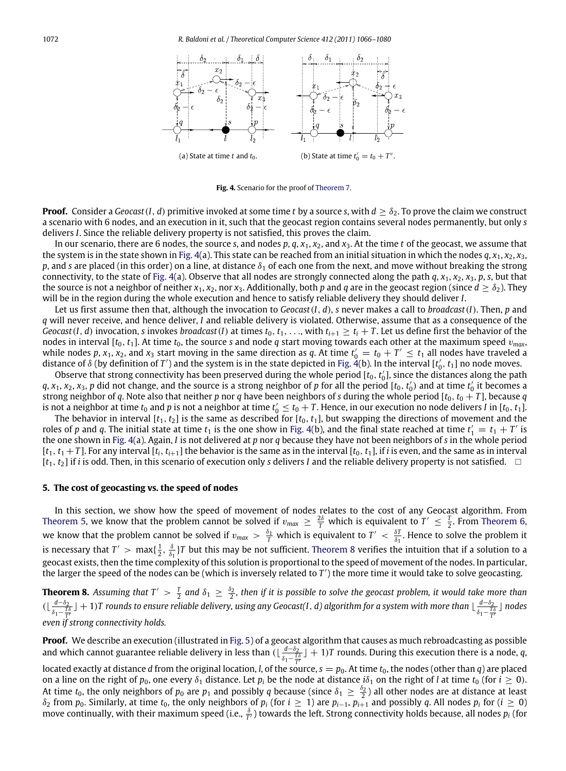(a) State at time $t$ and $t_0$.

(b) State at time $t'_0 = t_0 + T^v$.

**Fig. 4.** Scenario for the proof of Theorem 7.

**Proof.** Consider a *Geocast*$(I, d)$ primitive invoked at some time $t$ by a source $s$, with $d \geq \delta_2$. To prove the claim we construct a scenario with 6 nodes, and an execution in it, such that the geocast region contains several nodes permanently, but only $s$ delivers $I$. Since the reliable delivery property is not satisfied, this proves the claim.

In our scenario, there are 6 nodes, the source $s$, and nodes $p, q, x_1, x_2$, and $x_3$. At the time $t$ of the geocast, we assume that the system is in the state shown in Fig. 4(a). This state can be reached from an initial situation in which the nodes $q, x_1, x_2, x_3$, $p$, and $s$ are placed (in this order) on a line, at distance $\delta_1$ of each one from the next, and move without breaking the strong connectivity, to the state of Fig. 4(a). Observe that all nodes are strongly connected along the path $q, x_1, x_2, x_3, p, s$, but that the source is not a neighbor of neither $x_1, x_2$, nor $x_3$. Additionally, both $p$ and $q$ are in the geocast region (since $d \geq \delta_2$). They will be in the region during the whole execution and hence to satisfy reliable delivery they should deliver $I$.

Let us first assume then that, although the invocation to *Geocast*$(I, d)$, $s$ never makes a call to *broadcast*$(I)$. Then, $p$ and $q$ will never receive, and hence deliver, $I$ and reliable delivery is violated. Otherwise, assume that as a consequence of the *Geocast*$(I, d)$ invocation, $s$ invokes *broadcast*$(I)$ at times $t_0, t_1, \ldots$, with $t_{i+1} \geq t_i + T$. Let us define first the behavior of the nodes in interval $[t_0, t_1]$. At time $t_0$, the source $s$ and node $q$ start moving towards each other at the maximum speed $v_{max}$, while nodes $p, x_1, x_2$, and $x_3$ start moving in the same direction as $q$. At time $t'_0 = t_0 + T' \leq t_1$ all nodes have traveled a distance of $\delta$ (by definition of $T'$) and the system is in the state depicted in Fig. 4(b). In the interval $[t'_0, t_1]$ no node moves.

Observe that strong connectivity has been preserved during the whole period $[t_0, t'_0]$, since the distances along the path $q, x_1, x_2, x_3, p$ did not change, and the source is a strong neighbor of $p$ for all the period $[t_0, t'_0)$ and at time $t'_0$ it becomes a strong neighbor of $q$. Note also that neither $p$ nor $q$ have been neighbors of $s$ during the whole period $[t_0, t_0 + T]$, because $q$ is not a neighbor at time $t_0$ and $p$ is not a neighbor at time $t'_0 \leq t_0 + T$. Hence, in our execution no node delivers $I$ in $[t_0, t_1]$.

The behavior in interval $[t_1, t_2]$ is the same as described for $[t_0, t_1]$, but swapping the directions of movement and the roles of $p$ and $q$. The initial state at time $t_1$ is the one show in Fig. 4(b), and the final state reached at time $t'_1 = t_1 + T'$ is the one shown in Fig. 4(a). Again, $I$ is not delivered at $p$ nor $q$ because they have not been neighbors of $s$ in the whole period $[t_1, t_1 + T]$. For any interval $[t_i, t_{i+1}]$ the behavior is the same as in the interval $[t_0, t_1]$, if $i$ is even, and the same as in interval $[t_1, t_2]$ if $i$ is odd. Then, in this scenario of execution only $s$ delivers $I$ and the reliable delivery property is not satisfied. $\square$

## 5. The cost of geocasting vs. the speed of nodes

In this section, we show how the speed of movement of nodes relates to the cost of any Geocast algorithm. From Theorem 5, we know that the problem cannot be solved if $v_{max} \geq \frac{2\delta}{T}$ which is equivalent to $T' \leq \frac{T}{2}$. From Theorem 6, we know that the problem cannot be solved if $v_{max} > \frac{\delta_1}{T}$ which is equivalent to $T' < \frac{\delta T}{\delta_1}$. Hence to solve the problem it is necessary that $T' > \max\{\frac{1}{2}, \frac{\delta}{\delta_1}\}T$ but this may be not sufficient. Theorem 8 verifies the intuition that if a solution to a geocast exists, then the time complexity of this solution is proportional to the speed of movement of the nodes. In particular, the larger the speed of the nodes can be (which is inversely related to $T'$) the more time it would take to solve geocasting.

**Theorem 8.** *Assuming that $T' > \frac{T}{2}$ and $\delta_1 \geq \frac{\delta_2}{2}$, then if it is possible to solve the geocast problem, it would take more than $(\lfloor \frac{d-\delta_2}{\delta_1 - \frac{T\delta}{T'}} \rfloor + 1)T$ rounds to ensure reliable delivery, using any Geocast(I, d) algorithm for a system with more than $\lfloor \frac{d-\delta_2}{\delta_1 - \frac{T\delta}{T'}} \rfloor$ nodes even if strong connectivity holds.*

**Proof.** We describe an execution (illustrated in Fig. 5) of a geocast algorithm that causes as much rebroadcasting as possible and which cannot guarantee reliable delivery in less than $(\lfloor \frac{d-\delta_2}{\delta_1 - \frac{T\delta}{T'}} \rfloor + 1)T$ rounds. During this execution there is a node, $q$, located exactly at distance $d$ from the original location, $l$, of the source, $s = p_0$. At time $t_0$, the nodes (other than $q$) are placed on a line on the right of $p_0$, one every $\delta_1$ distance. Let $p_i$ be the node at distance $i\delta_1$ on the right of $l$ at time $t_0$ (for $i \geq 0$). At time $t_0$, the only neighbors of $p_0$ are $p_1$ and possibly $q$ because (since $\delta_1 \geq \frac{\delta_2}{2}$) all other nodes are at distance at least $\delta_2$ from $p_0$. Similarly, at time $t_0$, the only neighbors of $p_i$ (for $i \geq 1$) are $p_{i-1}, p_{i+1}$ and possibly $q$. All nodes $p_i$ for $(i \geq 0)$ move continually, with their maximum speed (i.e., $\frac{\delta}{T'}$) towards the left. Strong connectivity holds because, all nodes $p_i$ (for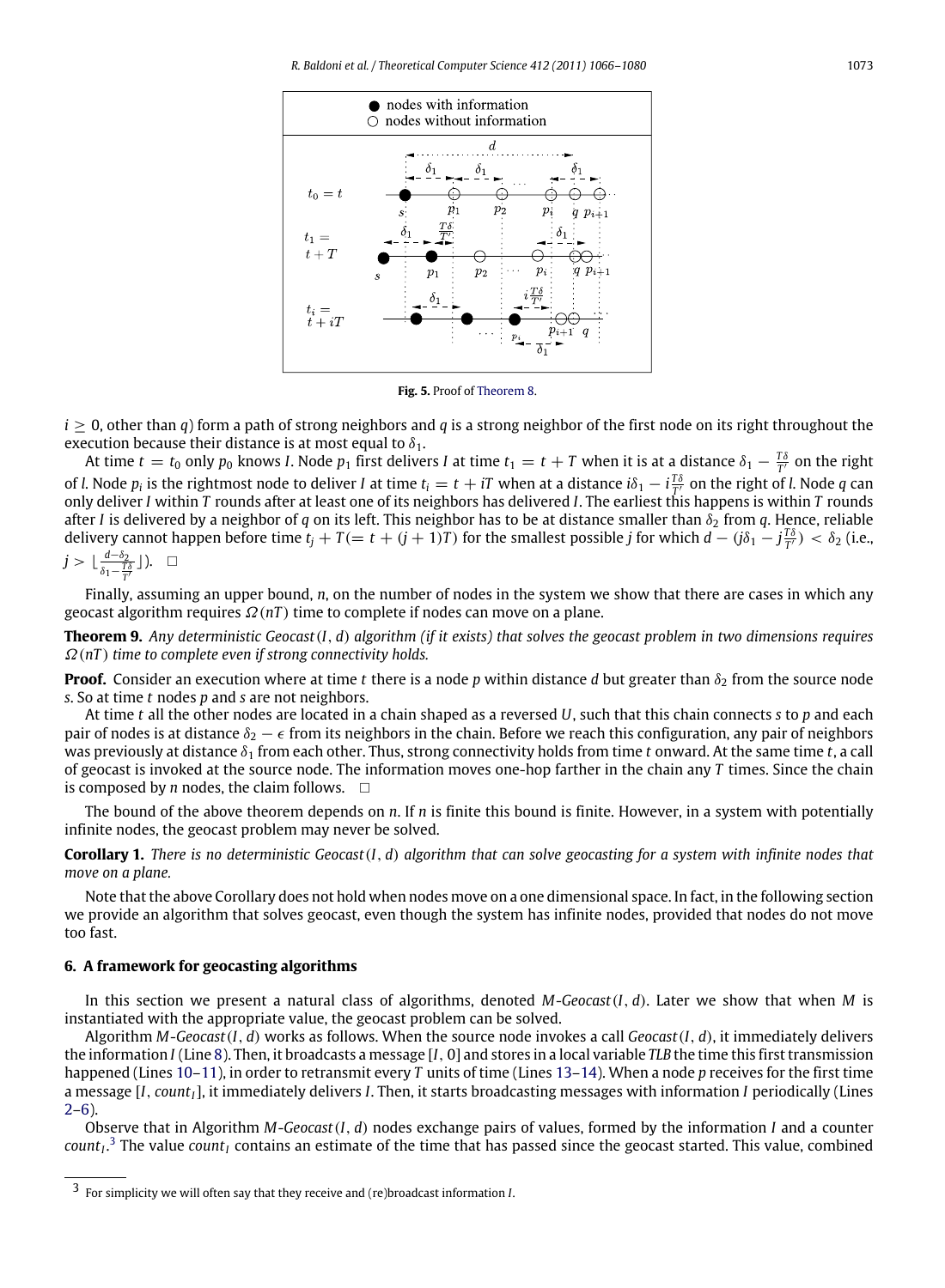**Fig. 5.** Proof of Theorem 8.

$i \geq 0$, other than $q$) form a path of strong neighbors and $q$ is a strong neighbor of the first node on its right throughout the execution because their distance is at most equal to $\delta_1$.

At time $t = t_0$ only $p_0$ knows $I$. Node $p_1$ first delivers $I$ at time $t_1 = t + T$ when it is at a distance $\delta_1 - \frac{T\delta}{T'}$ on the right of $l$. Node $p_i$ is the rightmost node to deliver $I$ at time $t_i = t + iT$ when at a distance $i\delta_1 - i\frac{T\delta}{T'}$ on the right of $l$. Node $q$ can only deliver $I$ within $T$ rounds after at least one of its neighbors has delivered $I$. The earliest this happens is within $T$ rounds after $I$ is delivered by a neighbor of $q$ on its left. This neighbor has to be at distance smaller than $\delta_2$ from $q$. Hence, reliable delivery cannot happen before time $t_j + T (= t + (j + 1)T)$ for the smallest possible $j$ for which $d - (j\delta_1 - j\frac{T\delta}{T'}) < \delta_2$ (i.e., $j > \lfloor \frac{d-\delta_2}{\delta_1 - \frac{T\delta}{T'}} \rfloor$). $\square$

Finally, assuming an upper bound, $n$, on the number of nodes in the system we show that there are cases in which any geocast algorithm requires $\Omega(nT)$ time to complete if nodes can move on a plane.

**Theorem 9.** *Any deterministic Geocast$(I, d)$ algorithm (if it exists) that solves the geocast problem in two dimensions requires $\Omega(nT)$ time to complete even if strong connectivity holds.*

**Proof.** Consider an execution where at time $t$ there is a node $p$ within distance $d$ but greater than $\delta_2$ from the source node $s$. So at time $t$ nodes $p$ and $s$ are not neighbors.

At time $t$ all the other nodes are located in a chain shaped as a reversed $U$, such that this chain connects $s$ to $p$ and each pair of nodes is at distance $\delta_2 - \epsilon$ from its neighbors in the chain. Before we reach this configuration, any pair of neighbors was previously at distance $\delta_1$ from each other. Thus, strong connectivity holds from time $t$ onward. At the same time $t$, a call of geocast is invoked at the source node. The information moves one-hop farther in the chain any $T$ times. Since the chain is composed by $n$ nodes, the claim follows. $\square$

The bound of the above theorem depends on $n$. If $n$ is finite this bound is finite. However, in a system with potentially infinite nodes, the geocast problem may never be solved.

**Corollary 1.** *There is no deterministic Geocast$(I, d)$ algorithm that can solve geocasting for a system with infinite nodes that move on a plane.*

Note that the above Corollary does not hold when nodes move on a one dimensional space. In fact, in the following section we provide an algorithm that solves geocast, even though the system has infinite nodes, provided that nodes do not move too fast.

## 6. A framework for geocasting algorithms

In this section we present a natural class of algorithms, denoted *M-Geocast*$(I, d)$. Later we show that when $M$ is instantiated with the appropriate value, the geocast problem can be solved.

Algorithm *M-Geocast*$(I, d)$ works as follows. When the source node invokes a call *Geocast*$(I, d)$, it immediately delivers the information $I$ (Line 8). Then, it broadcasts a message $[I, 0]$ and stores in a local variable *TLB* the time this first transmission happened (Lines 10–11), in order to retransmit every $T$ units of time (Lines 13–14). When a node $p$ receives for the first time a message $[I, count_I]$, it immediately delivers $I$. Then, it starts broadcasting messages with information $I$ periodically (Lines 2–6).

Observe that in Algorithm *M-Geocast*$(I, d)$ nodes exchange pairs of values, formed by the information $I$ and a counter $count_I$.[3] The value $count_I$ contains an estimate of the time that has passed since the geocast started. This value, combined

[3] For simplicity we will often say that they receive and (re)broadcast information $I$.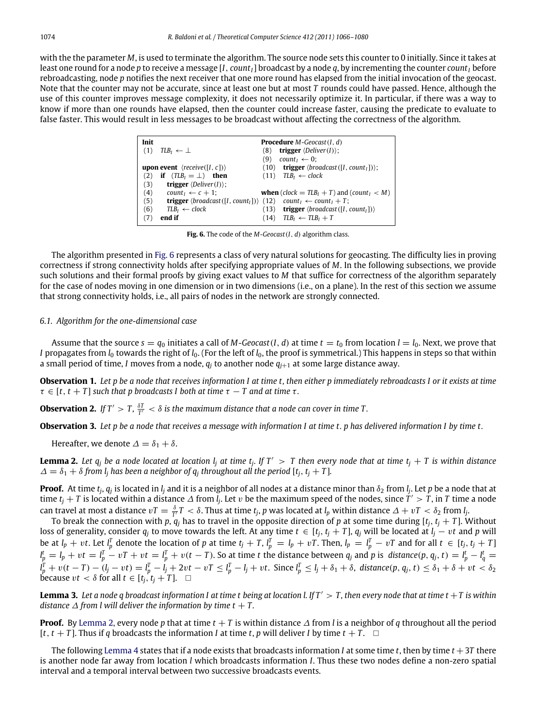with the the parameter $M$, is used to terminate the algorithm. The source node sets this counter to 0 initially. Since it takes at least one round for a node $p$ to receive a message $[I, count_I]$ broadcast by a node $q$, by incrementing the counter $count_I$ before rebroadcasting, node $p$ notifies the next receiver that one more round has elapsed from the initial invocation of the geocast. Note that the counter may not be accurate, since at least one but at most $T$ rounds could have passed. Hence, although the use of this counter improves message complexity, it does not necessarily optimize it. In particular, if there was a way to know if more than one rounds have elapsed, then the counter could increase faster, causing the predicate to evaluate to false faster. This would result in less messages to be broadcast without affecting the correctness of the algorithm.

```
Init                                          Procedure M-Geocast(I, d)
(1)  TLB_I ← ⊥                                (8)  trigger ⟨Deliver(I)⟩;
                                              (9)  count_I ← 0;
upon event ⟨receive([I, c])⟩                  (10) trigger ⟨broadcast([I, count_I])⟩;
(2)  if (TLB_I = ⊥) then                      (11) TLB_I ← clock
(3)     trigger ⟨Deliver(I)⟩;
(4)     count_I ← c + 1;                      when (clock = TLB_I + T) and (count_I < M)
(5)     trigger ⟨broadcast([I, count_I])⟩     (12) count_I ← count_I + T;
(6)     TLB_I ← clock                         (13) trigger ⟨broadcast([I, count_I])⟩
(7)  end if                                   (14) TLB_I ← TLB_I + T
```

**Fig. 6.** The code of the *M-Geocast*$(I, d)$ algorithm class.

The algorithm presented in Fig. 6 represents a class of very natural solutions for geocasting. The difficulty lies in proving correctness if strong connectivity holds after specifying appropriate values of $M$. In the following subsections, we provide such solutions and their formal proofs by giving exact values to $M$ that suffice for correctness of the algorithm separately for the case of nodes moving in one dimension or in two dimensions (i.e., on a plane). In the rest of this section we assume that strong connectivity holds, i.e., all pairs of nodes in the network are strongly connected.

### 6.1. Algorithm for the one-dimensional case

Assume that the source $s = q_0$ initiates a call of *M-Geocast*$(I, d)$ at time $t = t_0$ from location $l = l_0$. Next, we prove that $I$ propagates from $l_0$ towards the right of $l_0$. (For the left of $l_0$, the proof is symmetrical.) This happens in steps so that within a small period of time, $I$ moves from a node, $q_j$ to another node $q_{j+1}$ at some large distance away.

**Observation 1.** *Let $p$ be a node that receives information $I$ at time $t$, then either $p$ immediately rebroadcasts $I$ or it exists at time $\tau \in [t, t + T]$ such that $p$ broadcasts $I$ both at time $\tau - T$ and at time $\tau$.*

**Observation 2.** *If $T' > T$, $\frac{\delta T}{T'} < \delta$ is the maximum distance that a node can cover in time $T$.*

**Observation 3.** *Let $p$ be a node that receives a message with information $I$ at time $t$. $p$ has delivered information $I$ by time $t$.*

Hereafter, we denote $\Delta = \delta_1 + \delta$.

**Lemma 2.** *Let $q_j$ be a node located at location $l_j$ at time $t_j$. If $T' > T$ then every node that at time $t_j + T$ is within distance $\Delta = \delta_1 + \delta$ from $l_j$ has been a neighbor of $q_j$ throughout all the period $[t_j, t_j + T]$.*

**Proof.** At time $t_j$, $q_j$ is located in $l_j$ and it is a neighbor of all nodes at a distance minor than $\delta_2$ from $l_j$. Let $p$ be a node that at time $t_j + T$ is located within a distance $\Delta$ from $l_j$. Let $v$ be the maximum speed of the nodes, since $T' > T$, in $T$ time a node can travel at most a distance $vT = \frac{\delta}{T'}T < \delta$. Thus at time $t_j$, $p$ was located at $l_p$ within distance $\Delta + vT < \delta_2$ from $l_j$.

To break the connection with $p$, $q_j$ has to travel in the opposite direction of $p$ at some time during $[t_j, t_j + T]$. Without loss of generality, consider $q_j$ to move towards the left. At any time $t \in [t_j, t_j + T]$, $q_j$ will be located at $l_j - vt$ and $p$ will be at $l_p + vt$. Let $l_p^T$ denote the location of $p$ at time $t_j + T$, $l_p^T = l_p + vT$. Then, $l_p = l_p^T - vT$ and for all $t \in [t_j, t_j + T]$ $l_p^t = l_p + vt = l_p^T - vT + vt = l_p^T + v(t - T)$. So at time $t$ the distance between $q_j$ and $p$ is $distance(p, q_j, t) = l_p^t - l_q^t = l_p^T + v(t - T) - (l_j - vt) = l_p^T - l_j + 2vt - vT \leq l_p^T - l_j + vt$. Since $l_p^T \leq l_j + \delta_1 + \delta$, $distance(p, q_j, t) \leq \delta_1 + \delta + vt < \delta_2$ because $vt < \delta$ for all $t \in [t_j, t_j + T]$. $\square$

**Lemma 3.** *Let a node $q$ broadcast information $I$ at time $t$ being at location $l$. If $T' > T$, then every node that at time $t + T$ is within distance $\Delta$ from $l$ will deliver the information by time $t + T$.*

**Proof.** By Lemma 2, every node $p$ that at time $t + T$ is within distance $\Delta$ from $l$ is a neighbor of $q$ throughout all the period $[t, t + T]$. Thus if $q$ broadcasts the information $I$ at time $t$, $p$ will deliver $I$ by time $t + T$. $\square$

The following Lemma 4 states that if a node exists that broadcasts information $I$ at some time $t$, then by time $t + 3T$ there is another node far away from location $l$ which broadcasts information $I$. Thus these two nodes define a non-zero spatial interval and a temporal interval between two successive broadcasts events.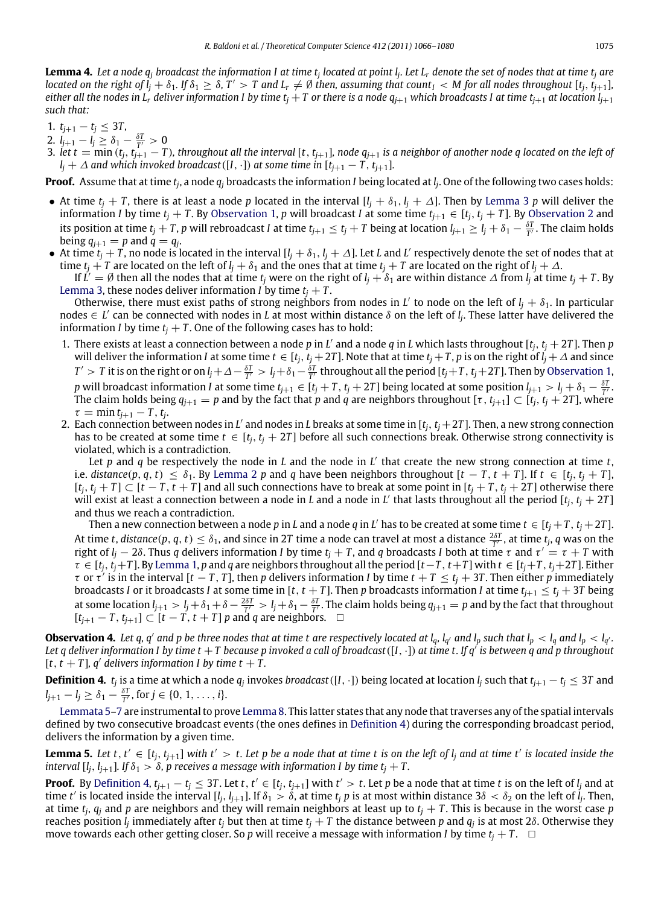**Lemma 4.** *Let a node $q_j$ broadcast the information $I$ at time $t_j$ located at point $l_j$. Let $L_r$ denote the set of nodes that at time $t_j$ are located on the right of $l_j + \delta_1$. If $\delta_1 \geq \delta$, $T' > T$ and $L_r \neq \emptyset$ then, assuming that $count_I < M$ for all nodes throughout $[t_j, t_{j+1}]$, either all the nodes in $L_r$ deliver information $I$ by time $t_j + T$ or there is a node $q_{j+1}$ which broadcasts $I$ at time $t_{j+1}$ at location $l_{j+1}$ such that:*

1. *$t_{j+1} - t_j \leq 3T$,*
2. *$l_{j+1} - l_j \geq \delta_1 - \frac{\delta T}{T'} > 0$*
3. *let $t = \min(t_j, t_{j+1} - T)$, throughout all the interval $[t, t_{j+1}]$, node $q_{j+1}$ is a neighbor of another node $q$ located on the left of $l_j + \Delta$ and which invoked broadcast$([I, \cdot])$ at some time in $[t_{j+1} - T, t_{j+1}]$.*

**Proof.** Assume that at time $t_j$, a node $q_j$ broadcasts the information $I$ being located at $l_j$. One of the following two cases holds:

- At time $t_j + T$, there is at least a node $p$ located in the interval $[l_j + \delta_1, l_j + \Delta]$. Then by Lemma 3 $p$ will deliver the information $I$ by time $t_j + T$. By Observation 1, $p$ will broadcast $I$ at some time $t_{j+1} \in [t_j, t_j + T]$. By Observation 2 and its position at time $t_j + T$, $p$ will rebroadcast $I$ at time $t_{j+1} \leq t_j + T$ being at location $l_{j+1} \geq l_j + \delta_1 - \frac{\delta T}{T'}$. The claim holds being $q_{j+1} = p$ and $q = q_j$.
- At time $t_j + T$, no node is located in the interval $[l_j + \delta_1, l_j + \Delta]$. Let $L$ and $L'$ respectively denote the set of nodes that at time $t_j + T$ are located on the left of $l_j + \delta_1$ and the ones that at time $t_j + T$ are located on the right of $l_j + \Delta$.

  If $L' = \emptyset$ then all the nodes that at time $t_j$ were on the right of $l_j + \delta_1$ are within distance $\Delta$ from $l_j$ at time $t_j + T$. By Lemma 3, these nodes deliver information $I$ by time $t_j + T$.

  Otherwise, there must exist paths of strong neighbors from nodes in $L'$ to node on the left of $l_j + \delta_1$. In particular nodes $\in L'$ can be connected with nodes in $L$ at most within distance $\delta$ on the left of $l_j$. These latter have delivered the information $I$ by time $t_j + T$. One of the following cases has to hold:

  1. There exists at least a connection between a node $p$ in $L'$ and a node $q$ in $L$ which lasts throughout $[t_j, t_j + 2T]$. Then $p$ will deliver the information $I$ at some time $t \in [t_j, t_j + 2T]$. Note that at time $t_j + T$, $p$ is on the right of $l_j + \Delta$ and since $T' > T$ it is on the right or on $l_j + \Delta - \frac{\delta T}{T'} > l_j + \delta_1 - \frac{\delta T}{T'}$ throughout all the period $[t_j + T, t_j + 2T]$. Then by Observation 1, $p$ will broadcast information $I$ at some time $t_{j+1} \in [t_j + T, t_j + 2T]$ being located at some position $l_{j+1} > l_j + \delta_1 - \frac{\delta T}{T'}$. The claim holds being $q_{j+1} = p$ and by the fact that $p$ and $q$ are neighbors throughout $[\tau, t_{j+1}] \subset [t_j, t_j + 2T]$, where $\tau = \min t_{j+1} - T, t_j$.
  2. Each connection between nodes in $L'$ and nodes in $L$ breaks at some time in $[t_j, t_j + 2T]$. Then, a new strong connection has to be created at some time $t \in [t_j, t_j + 2T]$ before all such connections break. Otherwise strong connectivity is violated, which is a contradiction.

     Let $p$ and $q$ be respectively the node in $L$ and the node in $L'$ that create the new strong connection at time $t$, i.e. $distance(p, q, t) \leq \delta_1$. By Lemma 2 $p$ and $q$ have been neighbors throughout $[t - T, t + T]$. If $t \in [t_j, t_j + T]$, $[t_j, t_j + T] \subset [t - T, t + T]$ and all such connections have to break at some point in $[t_j + T, t_j + 2T]$ otherwise there will exist at least a connection between a node in $L$ and a node in $L'$ that lasts throughout all the period $[t_j, t_j + 2T]$ and thus we reach a contradiction.

     Then a new connection between a node $p$ in $L$ and a node $q$ in $L'$ has to be created at some time $t \in [t_j + T, t_j + 2T]$. At time $t$, $distance(p, q, t) \leq \delta_1$, and since in $2T$ time a node can travel at most a distance $\frac{2\delta T}{T'}$, at time $t_j$, $q$ was on the right of $l_j - 2\delta$. Thus $q$ delivers information $I$ by time $t_j + T$, and $q$ broadcasts $I$ both at time $\tau$ and $\tau' = \tau + T$ with $\tau \in [t_j, t_j + T]$. By Lemma 1, $p$ and $q$ are neighbors throughout all the period $[t - T, t + T]$ with $t \in [t_j + T, t_j + 2T]$. Either $\tau$ or $\tau'$ is in the interval $[t - T, T]$, then $p$ delivers information $I$ by time $t + T \leq t_j + 3T$. Then either $p$ immediately broadcasts $I$ or it broadcasts $I$ at some time in $[t, t + T]$. Then $p$ broadcasts information $I$ at time $t_{j+1} \leq t_j + 3T$ being at some location $l_{j+1} > l_j + \delta_1 + \delta - \frac{2\delta T}{T'} > l_j + \delta_1 - \frac{\delta T}{T'}$. The claim holds being $q_{j+1} = p$ and by the fact that throughout $[t_{j+1} - T, t_{j+1}] \subset [t - T, t + T]$ $p$ and $q$ are neighbors. $\square$

**Observation 4.** *Let $q$, $q'$ and $p$ be three nodes that at time $t$ are respectively located at $l_q$, $l_{q'}$ and $l_p$ such that $l_p < l_q$ and $l_p < l_{q'}$. Let $q$ deliver information $I$ by time $t + T$ because $p$ invoked a call of broadcast$([I, \cdot])$ at time $t$. If $q'$ is between $q$ and $p$ throughout $[t, t + T]$, $q'$ delivers information $I$ by time $t + T$.*

**Definition 4.** *$t_j$ is a time at which a node $q_j$ invokes broadcast$([I, \cdot])$ being located at location $l_j$ such that $t_{j+1} - t_j \leq 3T$ and $l_{j+1} - l_j \geq \delta_1 - \frac{\delta T}{T'}$, for $j \in \{0, 1, \ldots, i\}$.*

Lemmata 5–7 are instrumental to prove Lemma 8. This latter states that any node that traverses any of the spatial intervals defined by two consecutive broadcast events (the ones defines in Definition 4) during the corresponding broadcast period, delivers the information by a given time.

**Lemma 5.** *Let $t, t' \in [t_j, t_{j+1}]$ with $t' > t$. Let $p$ be a node that at time $t$ is on the left of $l_j$ and at time $t'$ is located inside the interval $[l_j, l_{j+1}]$. If $\delta_1 > \delta$, $p$ receives a message with information $I$ by time $t_j + T$.*

**Proof.** By Definition 4, $t_{j+1} - t_j \leq 3T$. Let $t, t' \in [t_j, t_{j+1}]$ with $t' > t$. Let $p$ be a node that at time $t$ is on the left of $l_j$ and at time $t'$ is located inside the interval $[l_j, l_{j+1}]$. If $\delta_1 > \delta$, at time $t_j$ $p$ is at most within distance $3\delta < \delta_2$ on the left of $l_j$. Then, at time $t_j$, $q_j$ and $p$ are neighbors and they will remain neighbors at least up to $t_j + T$. This is because in the worst case $p$ reaches position $l_j$ immediately after $t_j$ but then at time $t_j + T$ the distance between $p$ and $q_j$ is at most $2\delta$. Otherwise they move towards each other getting closer. So $p$ will receive a message with information $I$ by time $t_j + T$. $\square$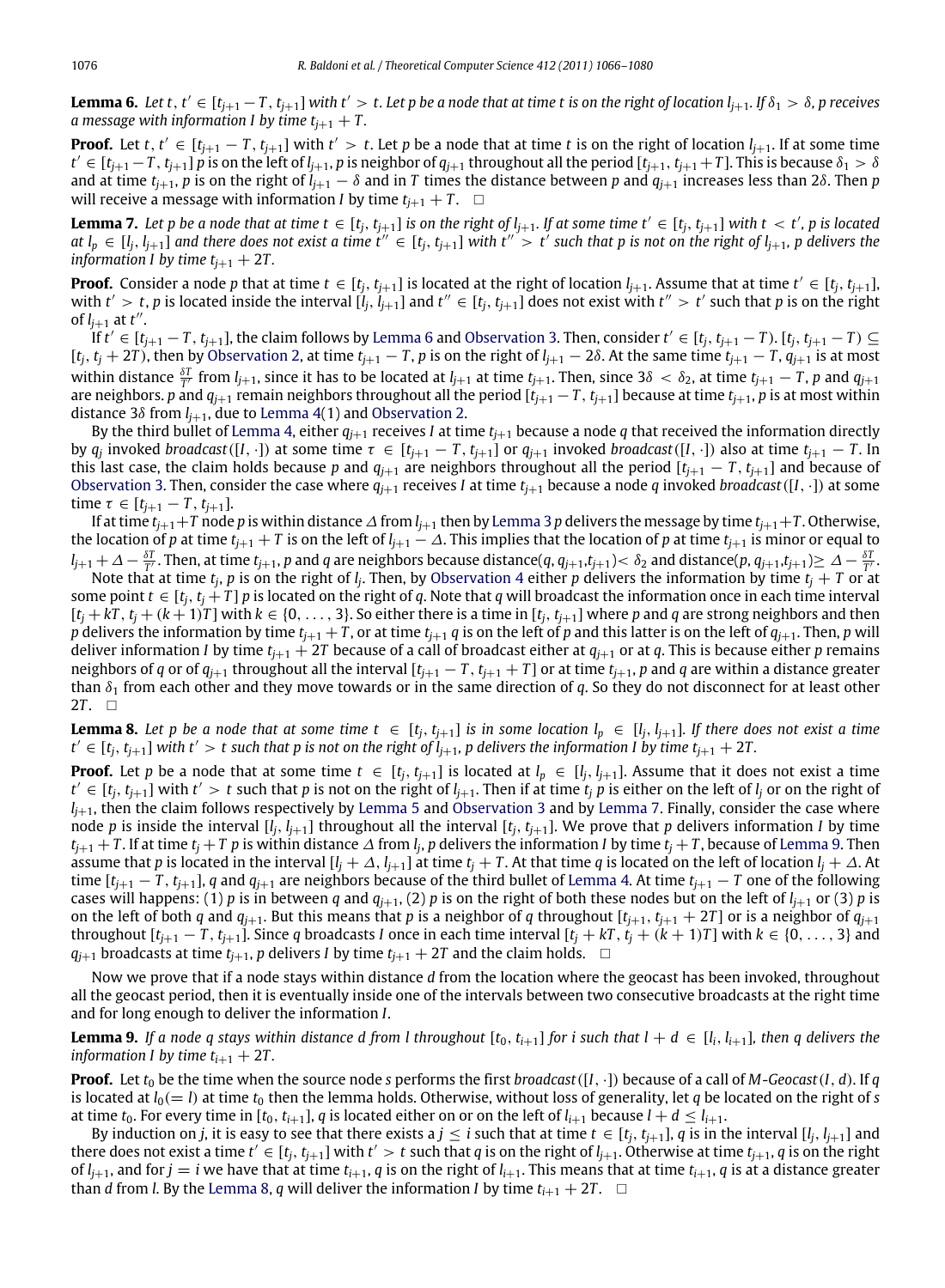**Lemma 6.** *Let $t, t' \in [t_{j+1} - T, t_{j+1}]$ with $t' > t$. Let $p$ be a node that at time $t$ is on the right of location $l_{j+1}$. If $\delta_1 > \delta$, $p$ receives a message with information $I$ by time $t_{j+1} + T$.*

**Proof.** Let $t, t' \in [t_{j+1} - T, t_{j+1}]$ with $t' > t$. Let $p$ be a node that at time $t$ is on the right of location $l_{j+1}$. If at some time $t' \in [t_{j+1} - T, t_{j+1}]$ $p$ is on the left of $l_{j+1}$, $p$ is neighbor of $q_{j+1}$ throughout all the period $[t_{j+1}, t_{j+1} + T]$. This is because $\delta_1 > \delta$ and at time $t_{j+1}$, $p$ is on the right of $l_{j+1} - \delta$ and in $T$ times the distance between $p$ and $q_{j+1}$ increases less than $2\delta$. Then $p$ will receive a message with information $I$ by time $t_{j+1} + T$. $\square$

**Lemma 7.** *Let $p$ be a node that at time $t \in [t_j, t_{j+1}]$ is on the right of $l_{j+1}$. If at some time $t' \in [t_j, t_{j+1}]$ with $t < t'$, $p$ is located at $l_p \in [l_j, l_{j+1}]$ and there does not exist a time $t'' \in [t_j, t_{j+1}]$ with $t'' > t'$ such that $p$ is not on the right of $l_{j+1}$, $p$ delivers the information $I$ by time $t_{j+1} + 2T$.*

**Proof.** Consider a node $p$ that at time $t \in [t_j, t_{j+1}]$ is located at the right of location $l_{j+1}$. Assume that at time $t' \in [t_j, t_{j+1}]$, with $t' > t$, $p$ is located inside the interval $[l_j, l_{j+1}]$ and $t'' \in [t_j, t_{j+1}]$ does not exist with $t'' > t'$ such that $p$ is on the right of $l_{j+1}$ at $t''$.

If $t' \in [t_{j+1} - T, t_{j+1}]$, the claim follows by Lemma 6 and Observation 3. Then, consider $t' \in [t_j, t_{j+1} - T)$. $[t_j, t_{j+1} - T) \subseteq [t_j, t_j + 2T)$, then by Observation 2, at time $t_{j+1} - T$, $p$ is on the right of $l_{j+1} - 2\delta$. At the same time $t_{j+1} - T$, $q_{j+1}$ is at most within distance $\frac{\delta T}{T'}$ from $l_{j+1}$, since it has to be located at $l_{j+1}$ at time $t_{j+1}$. Then, since $3\delta < \delta_2$, at time $t_{j+1} - T$, $p$ and $q_{j+1}$ are neighbors. $p$ and $q_{j+1}$ remain neighbors throughout all the period $[t_{j+1} - T, t_{j+1}]$ because at time $t_{j+1}$, $p$ is at most within distance $3\delta$ from $l_{j+1}$, due to Lemma 4(1) and Observation 2.

By the third bullet of Lemma 4, either $q_{j+1}$ receives $I$ at time $t_{j+1}$ because a node $q$ that received the information directly by $q_j$ invoked *broadcast*$([I, \cdot])$ at some time $\tau \in [t_{j+1} - T, t_{j+1}]$ or $q_{j+1}$ invoked *broadcast*$([I, \cdot])$ also at time $t_{j+1} - T$. In this last case, the claim holds because $p$ and $q_{j+1}$ are neighbors throughout all the period $[t_{j+1} - T, t_{j+1}]$ and because of Observation 3. Then, consider the case where $q_{j+1}$ receives $I$ at time $t_{j+1}$ because a node $q$ invoked *broadcast*$([I, \cdot])$ at some time $\tau \in [t_{j+1} - T, t_{j+1}]$.

If at time $t_{j+1} + T$ node $p$ is within distance $\Delta$ from $l_{j+1}$ then by Lemma 3 $p$ delivers the message by time $t_{j+1} + T$. Otherwise, the location of $p$ at time $t_{j+1} + T$ is on the left of $l_{j+1} - \Delta$. This implies that the location of $p$ at time $t_{j+1}$ is minor or equal to $l_{j+1} + \Delta - \frac{\delta T}{T'}$. Then, at time $t_{j+1}$, $p$ and $q$ are neighbors because distance$(q, q_{j+1}, t_{j+1}) < \delta_2$ and distance$(p, q_{j+1}, t_{j+1}) \geq \Delta - \frac{\delta T}{T'}$.

Note that at time $t_j$, $p$ is on the right of $l_j$. Then, by Observation 4 either $p$ delivers the information by time $t_j + T$ or at some point $t \in [t_j, t_j + T]$ $p$ is located on the right of $q$. Note that $q$ will broadcast the information once in each time interval $[t_j + kT, t_j + (k + 1)T]$ with $k \in \{0, \ldots, 3\}$. So either there is a time in $[t_j, t_{j+1}]$ where $p$ and $q$ are strong neighbors and then $p$ delivers the information by time $t_{j+1} + T$, or at time $t_{j+1}$ $q$ is on the left of $p$ and this latter is on the left of $q_{j+1}$. Then, $p$ will deliver information $I$ by time $t_{j+1} + 2T$ because of a call of broadcast either at $q_{j+1}$ or at $q$. This is because either $p$ remains neighbors of $q$ or of $q_{j+1}$ throughout all the interval $[t_{j+1} - T, t_{j+1} + T]$ or at time $t_{j+1}$, $p$ and $q$ are within a distance greater than $\delta_1$ from each other and they move towards or in the same direction of $q$. So they do not disconnect for at least other $2T$. $\square$

**Lemma 8.** *Let $p$ be a node that at some time $t \in [t_j, t_{j+1}]$ is in some location $l_p \in [l_j, l_{j+1}]$. If there does not exist a time $t' \in [t_j, t_{j+1}]$ with $t' > t$ such that $p$ is not on the right of $l_{j+1}$, $p$ delivers the information $I$ by time $t_{j+1} + 2T$.*

**Proof.** Let $p$ be a node that at some time $t \in [t_j, t_{j+1}]$ is located at $l_p \in [l_j, l_{j+1}]$. Assume that it does not exist a time $t' \in [t_j, t_{j+1}]$ with $t' > t$ such that $p$ is not on the right of $l_{j+1}$. Then if at time $t_j$ $p$ is either on the left of $l_j$ or on the right of $l_{j+1}$, then the claim follows respectively by Lemma 5 and Observation 3 and by Lemma 7. Finally, consider the case where node $p$ is inside the interval $[l_j, l_{j+1}]$ throughout all the interval $[t_j, t_{j+1}]$. We prove that $p$ delivers information $I$ by time $t_{j+1} + T$. If at time $t_j + T$ $p$ is within distance $\Delta$ from $l_j$, $p$ delivers the information $I$ by time $t_j + T$, because of Lemma 9. Then assume that $p$ is located in the interval $[l_j + \Delta, l_{j+1}]$ at time $t_j + T$. At that time $q$ is located on the left of location $l_j + \Delta$. At time $[t_{j+1} - T, t_{j+1}]$, $q$ and $q_{j+1}$ are neighbors because of the third bullet of Lemma 4. At time $t_{j+1} - T$ one of the following cases will happens: (1) $p$ is in between $q$ and $q_{j+1}$, (2) $p$ is on the right of both these nodes but on the left of $l_{j+1}$ or (3) $p$ is on the left of both $q$ and $q_{j+1}$. But this means that $p$ is a neighbor of $q$ throughout $[t_{j+1}, t_{j+1} + 2T]$ or is a neighbor of $q_{j+1}$ throughout $[t_{j+1} - T, t_{j+1}]$. Since $q$ broadcasts $I$ once in each time interval $[t_j + kT, t_j + (k + 1)T]$ with $k \in \{0, \ldots, 3\}$ and $q_{j+1}$ broadcasts at time $t_{j+1}$, $p$ delivers $I$ by time $t_{j+1} + 2T$ and the claim holds. $\square$

Now we prove that if a node stays within distance $d$ from the location where the geocast has been invoked, throughout all the geocast period, then it is eventually inside one of the intervals between two consecutive broadcasts at the right time and for long enough to deliver the information $I$.

**Lemma 9.** *If a node $q$ stays within distance $d$ from $l$ throughout $[t_0, t_{i+1}]$ for $i$ such that $l + d \in [l_i, l_{i+1}]$, then $q$ delivers the information $I$ by time $t_{i+1} + 2T$.*

**Proof.** Let $t_0$ be the time when the source node $s$ performs the first *broadcast*$([I, \cdot])$ because of a call of *M-Geocast*$(I, d)$. If $q$ is located at $l_0 (= l)$ at time $t_0$ then the lemma holds. Otherwise, without loss of generality, let $q$ be located on the right of $s$ at time $t_0$. For every time in $[t_0, t_{i+1}]$, $q$ is located either on or on the left of $l_{i+1}$ because $l + d \leq l_{i+1}$.

By induction on $j$, it is easy to see that there exists a $j \leq i$ such that at time $t \in [t_j, t_{j+1}]$, $q$ is in the interval $[l_j, l_{j+1}]$ and there does not exist a time $t' \in [t_j, t_{j+1}]$ with $t' > t$ such that $q$ is on the right of $l_{j+1}$. Otherwise at time $t_{j+1}$, $q$ is on the right of $l_{j+1}$, and for $j = i$ we have that at time $t_{i+1}$, $q$ is on the right of $l_{i+1}$. This means that at time $t_{i+1}$, $q$ is at a distance greater than $d$ from $l$. By the Lemma 8, $q$ will deliver the information $I$ by time $t_{i+1} + 2T$. $\square$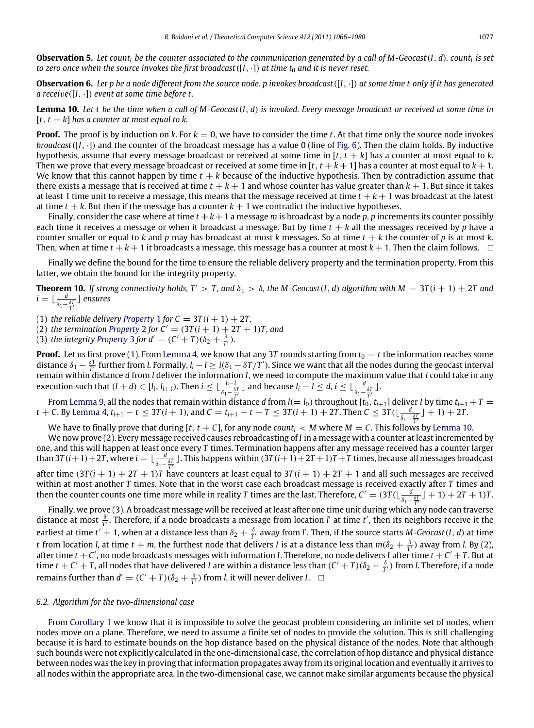**Observation 5.** *Let $count_I$ be the counter associated to the communication generated by a call of M-Geocast$(I, d)$. $count_I$ is set to zero once when the source invokes the first broadcast$([I, \cdot])$ at time $t_0$ and it is never reset.*

**Observation 6.** *Let $p$ be a node different from the source node. $p$ invokes broadcast$([I, \cdot])$ at some time $t$ only if it has generated a receive$([I, \cdot])$ event at some time before $t$.*

**Lemma 10.** *Let $t$ be the time when a call of M-Geocast$(I, d)$ is invoked. Every message broadcast or received at some time in $[t, t + k]$ has a counter at most equal to $k$.*

**Proof.** The proof is by induction on $k$. For $k = 0$, we have to consider the time $t$. At that time only the source node invokes *broadcast*$([I, \cdot])$ and the counter of the broadcast message has a value 0 (line of Fig. 6). Then the claim holds. By inductive hypothesis, assume that every message broadcast or received at some time in $[t, t + k]$ has a counter at most equal to $k$. Then we prove that every message broadcast or received at some time in $[t, t + k + 1]$ has a counter at most equal to $k + 1$. We know that this cannot happen by time $t + k$ because of the inductive hypothesis. Then by contradiction assume that there exists a message that is received at time $t + k + 1$ and whose counter has value greater than $k + 1$. But since it takes at least 1 time unit to receive a message, this means that the message received at time $t + k + 1$ was broadcast at the latest at time $t + k$. But then if the message has a counter $k + 1$ we contradict the inductive hypotheses.

Finally, consider the case where at time $t + k + 1$ a message $m$ is broadcast by a node $p$. $p$ increments its counter possibly each time it receives a message or when it broadcast a message. But by time $t + k$ all the messages received by $p$ have a counter smaller or equal to $k$ and $p$ may has broadcast at most $k$ messages. So at time $t + k$ the counter of $p$ is at most $k$. Then, when at time $t + k + 1$ it broadcasts a message, this message has a counter at most $k + 1$. Then the claim follows. □

Finally we define the bound for the time to ensure the reliable delivery property and the termination property. From this latter, we obtain the bound for the integrity property.

**Theorem 10.** *If strong connectivity holds, $T' > T$, and $\delta_1 > \delta$, the M-Geocast$(I, d)$ algorithm with $M = 3T(i + 1) + 2T$ and $i = \lfloor \frac{d}{\delta_1 - \frac{\delta T}{T'}} \rfloor$ ensures*

(1) *the reliable delivery Property 1 for $C = 3T(i + 1) + 2T$,*
(2) *the termination Property 2 for $C' = (3T(i + 1) + 2T + 1)T$, and*
(3) *the integrity Property 3 for $d' = (C' + T)(\delta_2 + \frac{\delta}{T'})$.*

**Proof.** Let us first prove (1). From Lemma 4, we know that any $3T$ rounds starting from $t_0 = t$ the information reaches some distance $\delta_1 - \frac{\delta T}{T'}$ further from $l$. Formally, $l_i - l \geq i(\delta_1 - \delta T/T')$. Since we want that all the nodes during the geocast interval remain within distance $d$ from $l$ deliver the information $I$, we need to compute the maximum value that $i$ could take in any execution such that $(l + d) \in [l_i, l_{i+1})$. Then $i \leq \lfloor \frac{l_i - l}{\delta_1 - \frac{\delta T}{T'}} \rfloor$ and because $l_i - l \leq d$, $i \leq \lfloor \frac{d}{\delta_1 - \frac{\delta T}{T'}} \rfloor$.

From Lemma 9, all the nodes that remain within distance $d$ from $l(= l_0)$ throughout $[t_0, t_{i+1}]$ deliver $I$ by time $t_{i+1} + T = t + C$. By Lemma 4, $t_{i+1} - t \leq 3T(i + 1)$, and $C = t_{i+1} - t + T \leq 3T(i + 1) + 2T$. Then $C \leq 3T(\lfloor \frac{d}{\delta_1 - \frac{\delta T}{T'}} \rfloor + 1) + 2T$.

We have to finally prove that during $[t, t + C]$, for any node $count_I < M$ where $M = C$. This follows by Lemma 10.

We now prove (2). Every message received causes rebroadcasting of $I$ in a message with a counter at least incremented by one, and this will happen at least once every $T$ times. Termination happens after any message received has a counter larger than $3T(i+1)+2T$, where $i = \lfloor \frac{d}{\delta_1 - \frac{\delta T}{T'}} \rfloor$. This happens within $(3T(i+1)+2T+1)T + T$ times, because all messages broadcast after time $(3T(i + 1) + 2T + 1)T$ have counters at least equal to $3T(i + 1) + 2T + 1$ and all such messages are received within at most another $T$ times. Note that in the worst case each broadcast message is received exactly after $T$ times and then the counter counts one time more while in reality $T$ times are the last. Therefore, $C' = (3T(\lfloor \frac{d}{\delta_1 - \frac{\delta T}{T'}} \rfloor + 1) + 2T + 1)T$.

Finally, we prove (3). A broadcast message will be received at least after one time unit during which any node can traverse distance at most $\frac{\delta}{T'}$. Therefore, if a node broadcasts a message from location $l'$ at time $t'$, then its neighbors receive it the earliest at time $t' + 1$, when at a distance less than $\delta_2 + \frac{\delta}{T'}$ away from $l'$. Then, if the source starts *M-Geocast*$(I, d)$ at time $t$ from location $l$, at time $t + m$, the furthest node that delivers $I$ is at a distance less than $m(\delta_2 + \frac{\delta}{T'})$ away from $l$. By (2), after time $t + C'$, no node broadcasts messages with information $I$. Therefore, no node delivers $I$ after time $t + C' + T$. But at time $t + C' + T$, all nodes that have delivered $I$ are within a distance less than $(C' + T)(\delta_2 + \frac{\delta}{T'})$ from $l$. Therefore, if a node remains further than $d' = (C' + T)(\delta_2 + \frac{\delta}{T'})$ from $l$, it will never deliver $I$. □

### 6.2. Algorithm for the two-dimensional case

From Corollary 1 we know that it is impossible to solve the geocast problem considering an infinite set of nodes, when nodes move on a plane. Therefore, we need to assume a finite set of nodes to provide the solution. This is still challenging because it is hard to estimate bounds on the hop distance based on the physical distance of the nodes. Note that although such bounds were not explicitly calculated in the one-dimensional case, the correlation of hop distance and physical distance between nodes was the key in proving that information propagates away from its original location and eventually it arrives to all nodes within the appropriate area. In the two-dimensional case, we cannot make similar arguments because the physical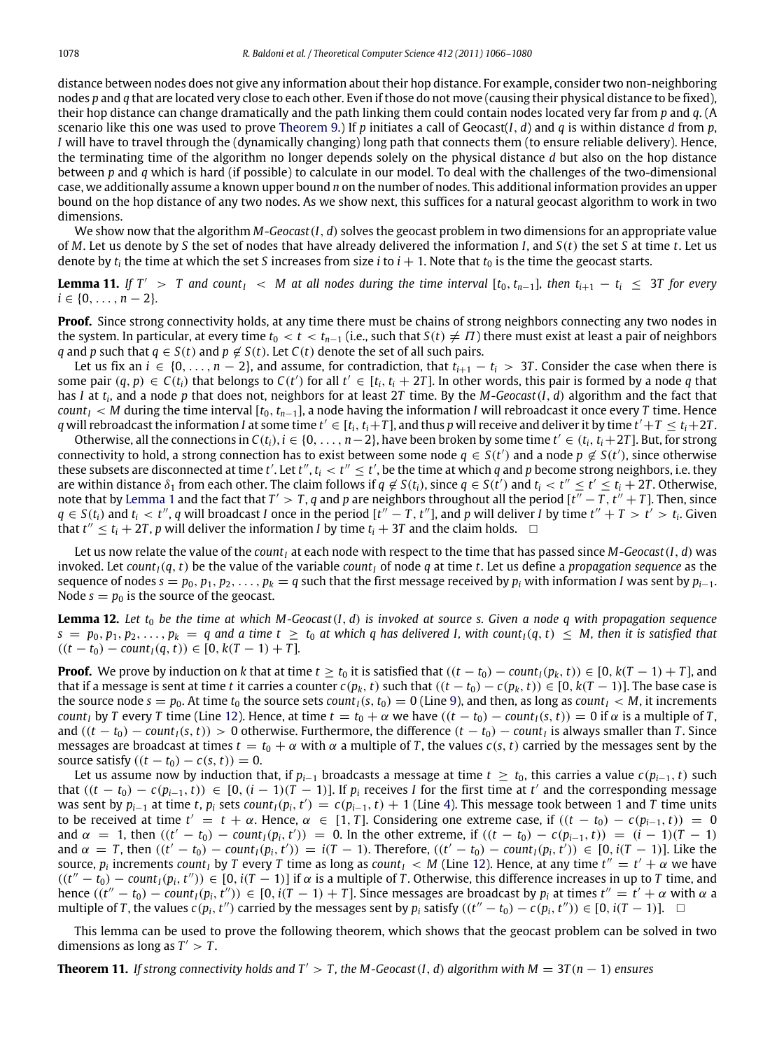distance between nodes does not give any information about their hop distance. For example, consider two non-neighboring nodes $p$ and $q$ that are located very close to each other. Even if those do not move (causing their physical distance to be fixed), their hop distance can change dramatically and the path linking them could contain nodes located very far from $p$ and $q$. (A scenario like this one was used to prove Theorem 9.) If $p$ initiates a call of Geocast$(I, d)$ and $q$ is within distance $d$ from $p$, $I$ will have to travel through the (dynamically changing) long path that connects them (to ensure reliable delivery). Hence, the terminating time of the algorithm no longer depends solely on the physical distance $d$ but also on the hop distance between $p$ and $q$ which is hard (if possible) to calculate in our model. To deal with the challenges of the two-dimensional case, we additionally assume a known upper bound $n$ on the number of nodes. This additional information provides an upper bound on the hop distance of any two nodes. As we show next, this suffices for a natural geocast algorithm to work in two dimensions.

We show now that the algorithm *M-Geocast*$(I, d)$ solves the geocast problem in two dimensions for an appropriate value of $M$. Let us denote by $S$ the set of nodes that have already delivered the information $I$, and $S(t)$ the set $S$ at time $t$. Let us denote by $t_i$ the time at which the set $S$ increases from size $i$ to $i + 1$. Note that $t_0$ is the time the geocast starts.

**Lemma 11.** *If $T' > T$ and $count_I < M$ at all nodes during the time interval $[t_0, t_{n-1}]$, then $t_{i+1} - t_i \leq 3T$ for every $i \in \{0, \ldots, n-2\}$.*

**Proof.** Since strong connectivity holds, at any time there must be chains of strong neighbors connecting any two nodes in the system. In particular, at every time $t_0 < t < t_{n-1}$ (i.e., such that $S(t) \neq \Pi$) there must exist at least a pair of neighbors $q$ and $p$ such that $q \in S(t)$ and $p \notin S(t)$. Let $C(t)$ denote the set of all such pairs.

Let us fix an $i \in \{0, \ldots, n-2\}$, and assume, for contradiction, that $t_{i+1} - t_i > 3T$. Consider the case when there is some pair $(q, p) \in C(t_i)$ that belongs to $C(t')$ for all $t' \in [t_i, t_i + 2T]$. In other words, this pair is formed by a node $q$ that has $I$ at $t_i$, and a node $p$ that does not, neighbors for at least $2T$ time. By the *M-Geocast*$(I, d)$ algorithm and the fact that $count_I < M$ during the time interval $[t_0, t_{n-1}]$, a node having the information $I$ will rebroadcast it once every $T$ time. Hence $q$ will rebroadcast the information $I$ at some time $t' \in [t_i, t_i+T]$, and thus $p$ will receive and deliver it by time $t'+T \leq t_i+2T$.

Otherwise, all the connections in $C(t_i), i \in \{0, \ldots, n-2\}$, have been broken by some time $t' \in (t_i, t_i+2T]$. But, for strong connectivity to hold, a strong connection has to exist between some node $q \in S(t')$ and a node $p \notin S(t')$, since otherwise these subsets are disconnected at time $t'$. Let $t''$, $t_i < t'' \leq t'$, be the time at which $q$ and $p$ become strong neighbors, i.e. they are within distance $\delta_1$ from each other. The claim follows if $q \notin S(t_i)$, since $q \in S(t')$ and $t_i < t'' \leq t' \leq t_i + 2T$. Otherwise, note that by Lemma 1 and the fact that $T' > T$, $q$ and $p$ are neighbors throughout all the period $[t'' - T, t'' + T]$. Then, since $q \in S(t_i)$ and $t_i < t''$, $q$ will broadcast $I$ once in the period $[t'' - T, t'']$, and $p$ will deliver $I$ by time $t'' + T > t' > t_i$. Given that $t'' \leq t_i + 2T$, $p$ will deliver the information $I$ by time $t_i + 3T$ and the claim holds. $\square$

Let us now relate the value of the $count_I$ at each node with respect to the time that has passed since *M-Geocast*$(I, d)$ was invoked. Let $count_I(q, t)$ be the value of the variable $count_I$ of node $q$ at time $t$. Let us define a *propagation sequence* as the sequence of nodes $s = p_0, p_1, p_2, \ldots, p_k = q$ such that the first message received by $p_i$ with information $I$ was sent by $p_{i-1}$. Node $s = p_0$ is the source of the geocast.

**Lemma 12.** *Let $t_0$ be the time at which M-Geocast$(I, d)$ is invoked at source $s$. Given a node $q$ with propagation sequence $s = p_0, p_1, p_2, \ldots, p_k = q$ and a time $t \geq t_0$ at which $q$ has delivered $I$, with $count_I(q, t) \leq M$, then it is satisfied that $((t - t_0) - count_I(q, t)) \in [0, k(T - 1) + T]$.*

**Proof.** We prove by induction on $k$ that at time $t \geq t_0$ it is satisfied that $((t - t_0) - count_I(p_k, t)) \in [0, k(T - 1) + T]$, and that if a message is sent at time $t$ it carries a counter $c(p_k, t)$ such that $((t - t_0) - c(p_k, t)) \in [0, k(T - 1)]$. The base case is the source node $s = p_0$. At time $t_0$ the source sets $count_I(s, t_0) = 0$ (Line 9), and then, as long as $count_I < M$, it increments $count_I$ by $T$ every $T$ time (Line 12). Hence, at time $t = t_0 + \alpha$ we have $((t - t_0) - count_I(s, t)) = 0$ if $\alpha$ is a multiple of $T$, and $((t - t_0) - count_I(s, t)) > 0$ otherwise. Furthermore, the difference $(t - t_0) - count_I$ is always smaller than $T$. Since messages are broadcast at times $t = t_0 + \alpha$ with $\alpha$ a multiple of $T$, the values $c(s, t)$ carried by the messages sent by the source satisfy $((t - t_0) - c(s, t)) = 0$.

Let us assume now by induction that, if $p_{i-1}$ broadcasts a message at time $t \geq t_0$, this carries a value $c(p_{i-1}, t)$ such that $((t - t_0) - c(p_{i-1}, t)) \in [0, (i - 1)(T - 1)]$. If $p_i$ receives $I$ for the first time at $t'$ and the corresponding message was sent by $p_{i-1}$ at time $t$, $p_i$ sets $count_I(p_i, t') = c(p_{i-1}, t) + 1$ (Line 4). This message took between 1 and $T$ time units to be received at time $t' = t + \alpha$. Hence, $\alpha \in [1, T]$. Considering one extreme case, if $((t - t_0) - c(p_{i-1}, t)) = 0$ and $\alpha = 1$, then $((t' - t_0) - count_I(p_i, t')) = 0$. In the other extreme, if $((t - t_0) - c(p_{i-1}, t)) = (i - 1)(T - 1)$ and $\alpha = T$, then $((t' - t_0) - count_I(p_i, t')) = i(T - 1)$. Therefore, $((t' - t_0) - count_I(p_i, t')) \in [0, i(T - 1)]$. Like the source, $p_i$ increments $count_I$ by $T$ every $T$ time as long as $count_I < M$ (Line 12). Hence, at any time $t'' = t' + \alpha$ we have $((t'' - t_0) - count_I(p_i, t'')) \in [0, i(T - 1)]$ if $\alpha$ is a multiple of $T$. Otherwise, this difference increases in up to $T$ time, and hence $((t'' - t_0) - count_I(p_i, t'')) \in [0, i(T - 1) + T]$. Since messages are broadcast by $p_i$ at times $t'' = t' + \alpha$ with $\alpha$ a multiple of $T$, the values $c(p_i, t'')$ carried by the messages sent by $p_i$ satisfy $((t'' - t_0) - c(p_i, t'')) \in [0, i(T - 1)]$. $\square$

This lemma can be used to prove the following theorem, which shows that the geocast problem can be solved in two dimensions as long as $T' > T$.

**Theorem 11.** *If strong connectivity holds and $T' > T$, the M-Geocast$(I, d)$ algorithm with $M = 3T(n - 1)$ ensures*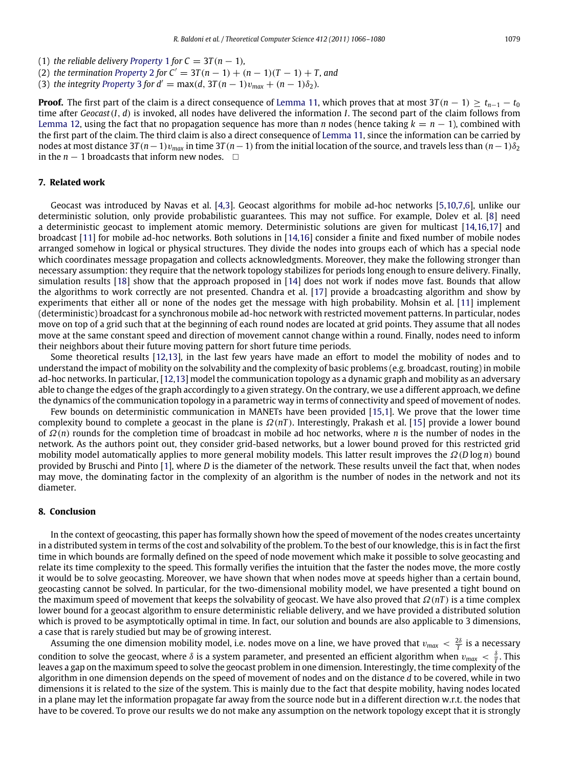(1) *the reliable delivery Property 1 for* $C = 3T(n-1)$,
(2) *the termination Property 2 for* $C' = 3T(n-1) + (n-1)(T-1) + T$, *and*
(3) *the integrity Property 3 for* $d' = \max(d, 3T(n-1)v_{max} + (n-1)\delta_2)$.

**Proof.** The first part of the claim is a direct consequence of Lemma 11, which proves that at most $3T(n-1) \geq t_{n-1} - t_0$ time after *Geocast*$(I, d)$ is invoked, all nodes have delivered the information $I$. The second part of the claim follows from Lemma 12, using the fact that no propagation sequence has more than $n$ nodes (hence taking $k = n - 1$), combined with the first part of the claim. The third claim is also a direct consequence of Lemma 11, since the information can be carried by nodes at most distance $3T(n-1)v_{max}$ in time $3T(n-1)$ from the initial location of the source, and travels less than $(n-1)\delta_2$ in the $n-1$ broadcasts that inform new nodes. $\square$

## 7. Related work

Geocast was introduced by Navas et al. [4,3]. Geocast algorithms for mobile ad-hoc networks [5,10,7,6], unlike our deterministic solution, only provide probabilistic guarantees. This may not suffice. For example, Dolev et al. [8] need a deterministic geocast to implement atomic memory. Deterministic solutions are given for multicast [14,16,17] and broadcast [11] for mobile ad-hoc networks. Both solutions in [14,16] consider a finite and fixed number of mobile nodes arranged somehow in logical or physical structures. They divide the nodes into groups each of which has a special node which coordinates message propagation and collects acknowledgments. Moreover, they make the following stronger than necessary assumption: they require that the network topology stabilizes for periods long enough to ensure delivery. Finally, simulation results [18] show that the approach proposed in [14] does not work if nodes move fast. Bounds that allow the algorithms to work correctly are not presented. Chandra et al. [17] provide a broadcasting algorithm and show by experiments that either all or none of the nodes get the message with high probability. Mohsin et al. [11] implement (deterministic) broadcast for a synchronous mobile ad-hoc network with restricted movement patterns. In particular, nodes move on top of a grid such that at the beginning of each round nodes are located at grid points. They assume that all nodes move at the same constant speed and direction of movement cannot change within a round. Finally, nodes need to inform their neighbors about their future moving pattern for short future time periods.

Some theoretical results [12,13], in the last few years have made an effort to model the mobility of nodes and to understand the impact of mobility on the solvability and the complexity of basic problems (e.g. broadcast, routing) in mobile ad-hoc networks. In particular, [12,13] model the communication topology as a dynamic graph and mobility as an adversary able to change the edges of the graph accordingly to a given strategy. On the contrary, we use a different approach, we define the dynamics of the communication topology in a parametric way in terms of connectivity and speed of movement of nodes.

Few bounds on deterministic communication in MANETs have been provided [15,1]. We prove that the lower time complexity bound to complete a geocast in the plane is $\Omega(nT)$. Interestingly, Prakash et al. [15] provide a lower bound of $\Omega(n)$ rounds for the completion time of broadcast in mobile ad hoc networks, where $n$ is the number of nodes in the network. As the authors point out, they consider grid-based networks, but a lower bound proved for this restricted grid mobility model automatically applies to more general mobility models. This latter result improves the $\Omega(D \log n)$ bound provided by Bruschi and Pinto [1], where $D$ is the diameter of the network. These results unveil the fact that, when nodes may move, the dominating factor in the complexity of an algorithm is the number of nodes in the network and not its diameter.

## 8. Conclusion

In the context of geocasting, this paper has formally shown how the speed of movement of the nodes creates uncertainty in a distributed system in terms of the cost and solvability of the problem. To the best of our knowledge, this is in fact the first time in which bounds are formally defined on the speed of node movement which make it possible to solve geocasting and relate its time complexity to the speed. This formally verifies the intuition that the faster the nodes move, the more costly it would be to solve geocasting. Moreover, we have shown that when nodes move at speeds higher than a certain bound, geocasting cannot be solved. In particular, for the two-dimensional mobility model, we have presented a tight bound on the maximum speed of movement that keeps the solvability of geocast. We have also proved that $\Omega(nT)$ is a time complex lower bound for a geocast algorithm to ensure deterministic reliable delivery, and we have provided a distributed solution which is proved to be asymptotically optimal in time. In fact, our solution and bounds are also applicable to 3 dimensions, a case that is rarely studied but may be of growing interest.

Assuming the one dimension mobility model, i.e. nodes move on a line, we have proved that $v_{max} < \frac{2\delta}{T}$ is a necessary condition to solve the geocast, where $\delta$ is a system parameter, and presented an efficient algorithm when $v_{max} < \frac{\delta}{T}$. This leaves a gap on the maximum speed to solve the geocast problem in one dimension. Interestingly, the time complexity of the algorithm in one dimension depends on the speed of movement of nodes and on the distance $d$ to be covered, while in two dimensions it is related to the size of the system. This is mainly due to the fact that despite mobility, having nodes located in a plane may let the information propagate far away from the source node but in a different direction w.r.t. the nodes that have to be covered. To prove our results we do not make any assumption on the network topology except that it is strongly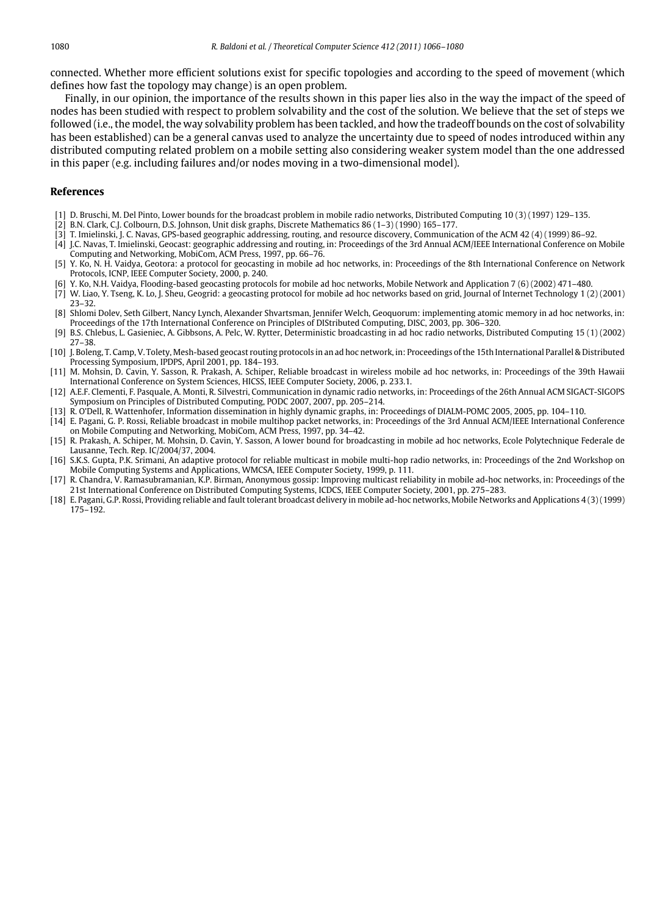connected. Whether more efficient solutions exist for specific topologies and according to the speed of movement (which defines how fast the topology may change) is an open problem.

Finally, in our opinion, the importance of the results shown in this paper lies also in the way the impact of the speed of nodes has been studied with respect to problem solvability and the cost of the solution. We believe that the set of steps we followed (i.e., the model, the way solvability problem has been tackled, and how the tradeoff bounds on the cost of solvability has been established) can be a general canvas used to analyze the uncertainty due to speed of nodes introduced within any distributed computing related problem on a mobile setting also considering weaker system model than the one addressed in this paper (e.g. including failures and/or nodes moving in a two-dimensional model).

## References

[1] D. Bruschi, M. Del Pinto, Lower bounds for the broadcast problem in mobile radio networks, Distributed Computing 10 (3) (1997) 129–135.

[2] B.N. Clark, C.J. Colbourn, D.S. Johnson, Unit disk graphs, Discrete Mathematics 86 (1–3) (1990) 165–177.

[3] T. Imielinski, J. C. Navas, GPS-based geographic addressing, routing, and resource discovery, Communication of the ACM 42 (4) (1999) 86–92.

[4] J.C. Navas, T. Imielinski, Geocast: geographic addressing and routing, in: Proceedings of the 3rd Annual ACM/IEEE International Conference on Mobile Computing and Networking, MobiCom, ACM Press, 1997, pp. 66–76.

[5] Y. Ko, N. H. Vaidya, Geotora: a protocol for geocasting in mobile ad hoc networks, in: Proceedings of the 8th International Conference on Network Protocols, ICNP, IEEE Computer Society, 2000, p. 240.

[6] Y. Ko, N.H. Vaidya, Flooding-based geocasting protocols for mobile ad hoc networks, Mobile Network and Application 7 (6) (2002) 471–480.

[7] W. Liao, Y. Tseng, K. Lo, J. Sheu, Geogrid: a geocasting protocol for mobile ad hoc networks based on grid, Journal of Internet Technology 1 (2) (2001) 23–32.

[8] Shlomi Dolev, Seth Gilbert, Nancy Lynch, Alexander Shvartsman, Jennifer Welch, Geoquorum: implementing atomic memory in ad hoc networks, in: Proceedings of the 17th International Conference on Principles of DIStributed Computing, DISC, 2003, pp. 306–320.

[9] B.S. Chlebus, L. Gasieniec, A. Gibbsons, A. Pelc, W. Rytter, Deterministic broadcasting in ad hoc radio networks, Distributed Computing 15 (1) (2002) 27–38.

[10] J. Boleng, T. Camp, V. Tolety, Mesh-based geocast routing protocols in an ad hoc network, in: Proceedings of the 15th International Parallel & Distributed Processing Symposium, IPDPS, April 2001, pp. 184–193.

[11] M. Mohsin, D. Cavin, Y. Sasson, R. Prakash, A. Schiper, Reliable broadcast in wireless mobile ad hoc networks, in: Proceedings of the 39th Hawaii International Conference on System Sciences, HICSS, IEEE Computer Society, 2006, p. 233.1.

[12] A.E.F. Clementi, F. Pasquale, A. Monti, R. Silvestri, Communication in dynamic radio networks, in: Proceedings of the 26th Annual ACM SIGACT-SIGOPS Symposium on Principles of Distributed Computing, PODC 2007, 2007, pp. 205–214.

[13] R. O'Dell, R. Wattenhofer, Information dissemination in highly dynamic graphs, in: Proceedings of DIALM-POMC 2005, 2005, pp. 104–110.

[14] E. Pagani, G. P. Rossi, Reliable broadcast in mobile multihop packet networks, in: Proceedings of the 3rd Annual ACM/IEEE International Conference on Mobile Computing and Networking, MobiCom, ACM Press, 1997, pp. 34–42.

[15] R. Prakash, A. Schiper, M. Mohsin, D. Cavin, Y. Sasson, A lower bound for broadcasting in mobile ad hoc networks, Ecole Polytechnique Federale de Lausanne, Tech. Rep. IC/2004/37, 2004.

[16] S.K.S. Gupta, P.K. Srimani, An adaptive protocol for reliable multicast in mobile multi-hop radio networks, in: Proceedings of the 2nd Workshop on Mobile Computing Systems and Applications, WMCSA, IEEE Computer Society, 1999, p. 111.

[17] R. Chandra, V. Ramasubramanian, K.P. Birman, Anonymous gossip: Improving multicast reliability in mobile ad-hoc networks, in: Proceedings of the 21st International Conference on Distributed Computing Systems, ICDCS, IEEE Computer Society, 2001, pp. 275–283.

[18] E. Pagani, G.P. Rossi, Providing reliable and fault tolerant broadcast delivery in mobile ad-hoc networks, Mobile Networks and Applications 4 (3) (1999) 175–192.